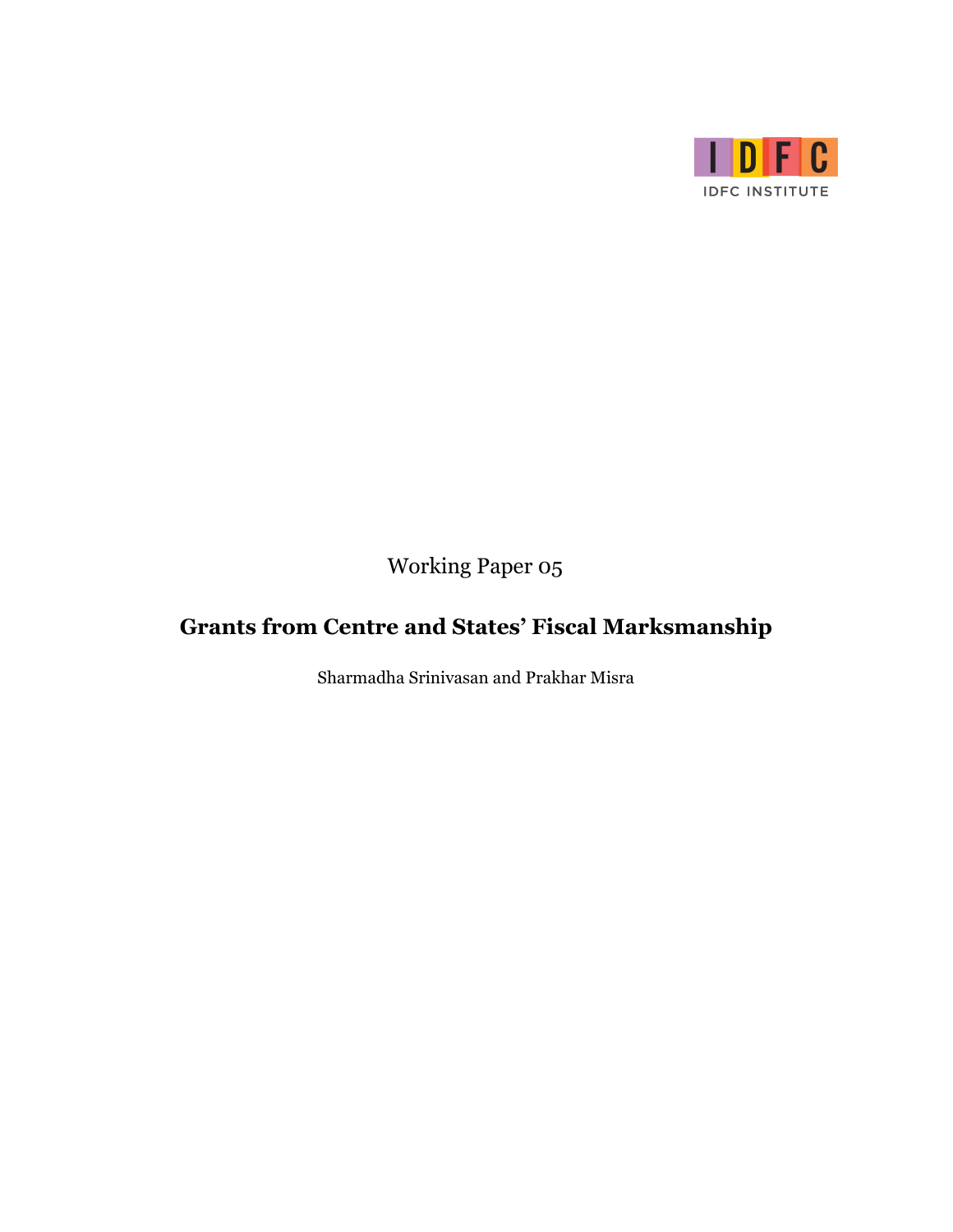IDFC INSTITUTE

Working Paper 05

# Grants from Centre and States' Fiscal Marksmanship

Sharmadha Srinivasan and Prakhar Misra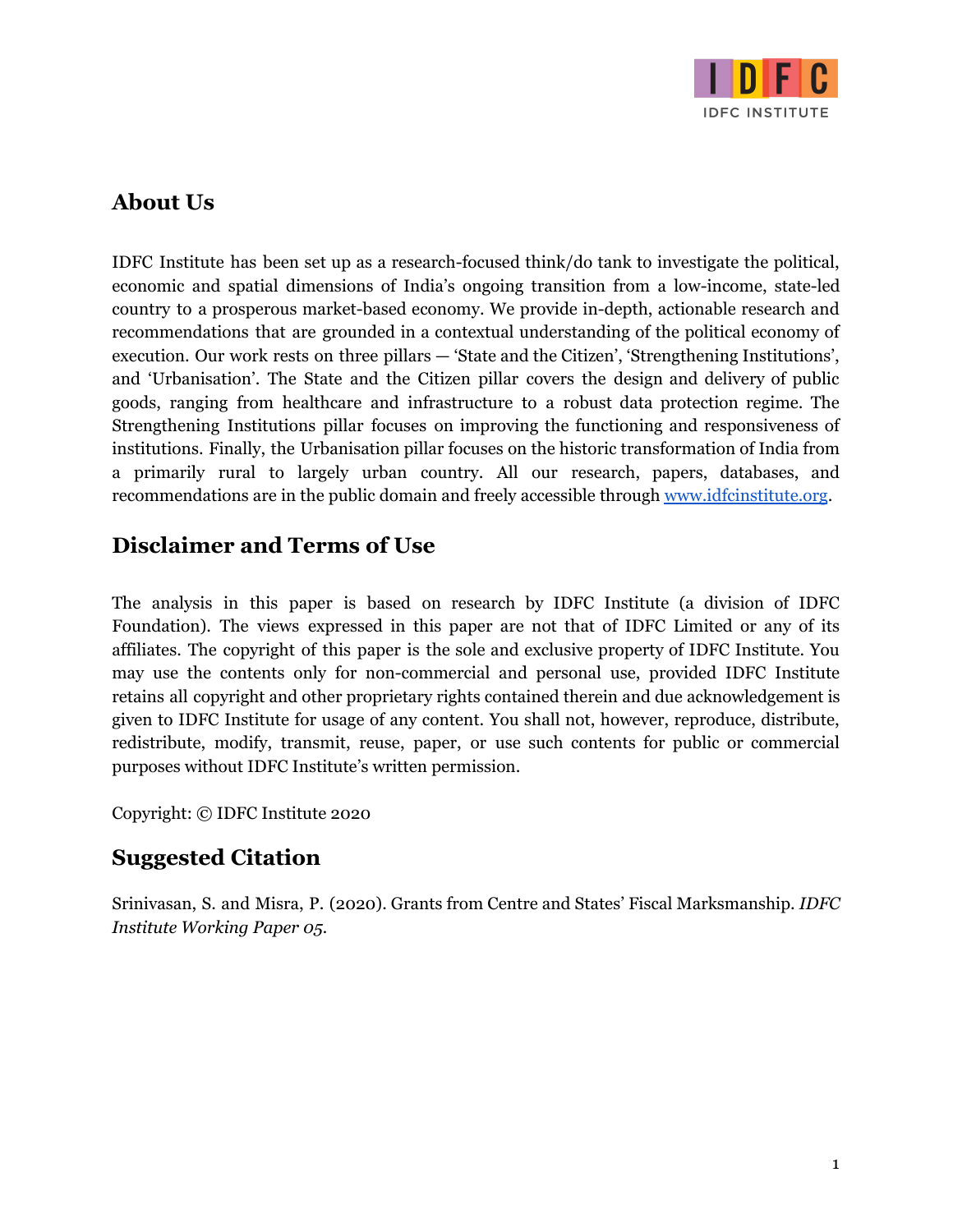## About Us

IDFC Institute has been set up as a research-focused think/do tank to investigate the political, economic and spatial dimensions of India's ongoing transition from a low-income, state-led country to a prosperous market-based economy. We provide in-depth, actionable research and recommendations that are grounded in a contextual understanding of the political economy of execution. Our work rests on three pillars — 'State and the Citizen', 'Strengthening Institutions', and 'Urbanisation'. The State and the Citizen pillar covers the design and delivery of public goods, ranging from healthcare and infrastructure to a robust data protection regime. The Strengthening Institutions pillar focuses on improving the functioning and responsiveness of institutions. Finally, the Urbanisation pillar focuses on the historic transformation of India from a primarily rural to largely urban country. All our research, papers, databases, and recommendations are in the public domain and freely accessible through [www.idfcinstitute.org](http://www.idfcinstitute.org).

## Disclaimer and Terms of Use

The analysis in this paper is based on research by IDFC Institute (a division of IDFC Foundation). The views expressed in this paper are not that of IDFC Limited or any of its affiliates. The copyright of this paper is the sole and exclusive property of IDFC Institute. You may use the contents only for non-commercial and personal use, provided IDFC Institute retains all copyright and other proprietary rights contained therein and due acknowledgement is given to IDFC Institute for usage of any content. You shall not, however, reproduce, distribute, redistribute, modify, transmit, reuse, paper, or use such contents for public or commercial purposes without IDFC Institute's written permission.

Copyright: © IDFC Institute 2020

## Suggested Citation

Srinivasan, S. and Misra, P. (2020). Grants from Centre and States' Fiscal Marksmanship. *IDFC Institute Working Paper 05.*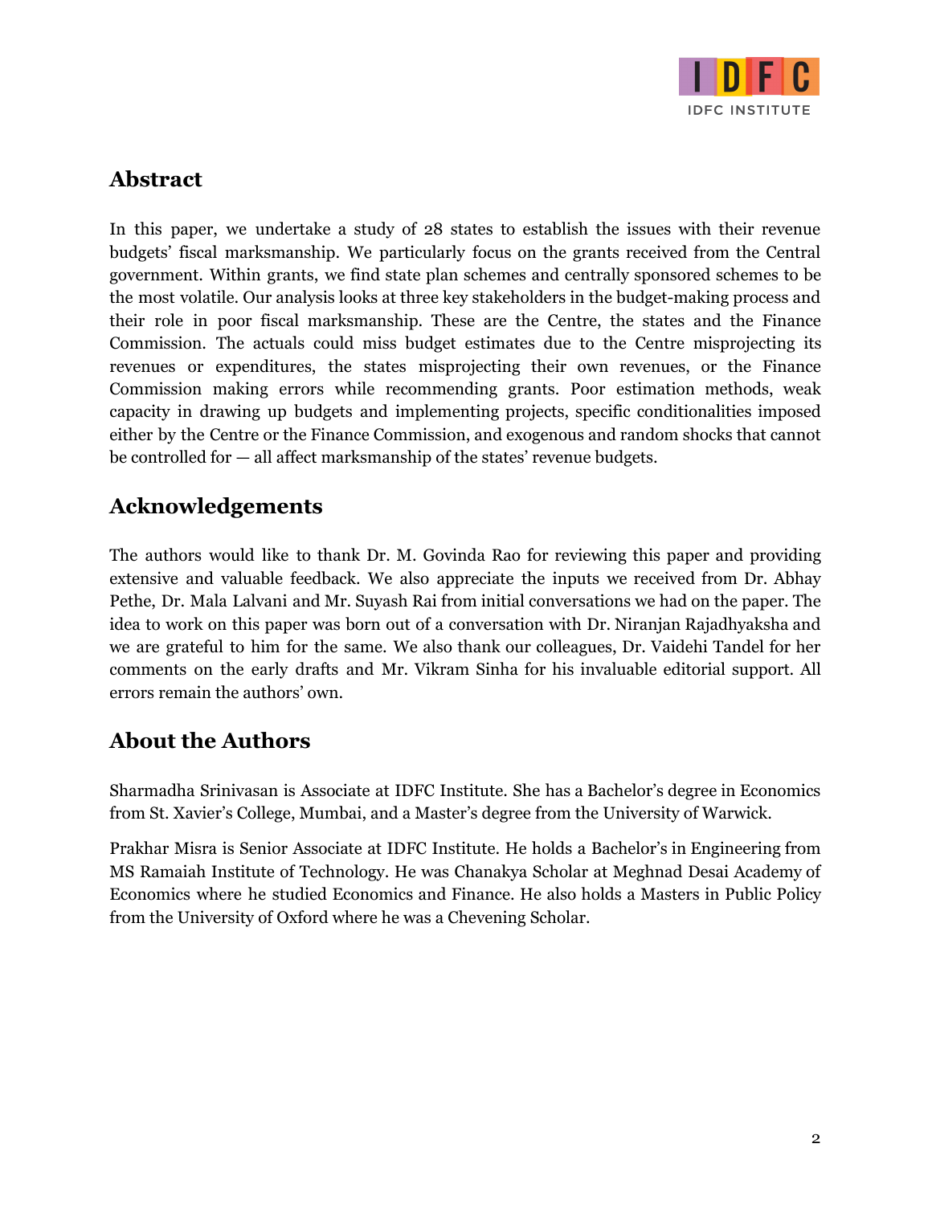## Abstract

In this paper, we undertake a study of 28 states to establish the issues with their revenue budgets' fiscal marksmanship. We particularly focus on the grants received from the Central government. Within grants, we find state plan schemes and centrally sponsored schemes to be the most volatile. Our analysis looks at three key stakeholders in the budget-making process and their role in poor fiscal marksmanship. These are the Centre, the states and the Finance Commission. The actuals could miss budget estimates due to the Centre misprojecting its revenues or expenditures, the states misprojecting their own revenues, or the Finance Commission making errors while recommending grants. Poor estimation methods, weak capacity in drawing up budgets and implementing projects, specific conditionalities imposed either by the Centre or the Finance Commission, and exogenous and random shocks that cannot be controlled for — all affect marksmanship of the states' revenue budgets.

## Acknowledgements

The authors would like to thank Dr. M. Govinda Rao for reviewing this paper and providing extensive and valuable feedback. We also appreciate the inputs we received from Dr. Abhay Pethe, Dr. Mala Lalvani and Mr. Suyash Rai from initial conversations we had on the paper. The idea to work on this paper was born out of a conversation with Dr. Niranjan Rajadhyaksha and we are grateful to him for the same. We also thank our colleagues, Dr. Vaidehi Tandel for her comments on the early drafts and Mr. Vikram Sinha for his invaluable editorial support. All errors remain the authors' own.

## About the Authors

Sharmadha Srinivasan is Associate at IDFC Institute. She has a Bachelor's degree in Economics from St. Xavier's College, Mumbai, and a Master's degree from the University of Warwick.

Prakhar Misra is Senior Associate at IDFC Institute. He holds a Bachelor's in Engineering from MS Ramaiah Institute of Technology. He was Chanakya Scholar at Meghnad Desai Academy of Economics where he studied Economics and Finance. He also holds a Masters in Public Policy from the University of Oxford where he was a Chevening Scholar.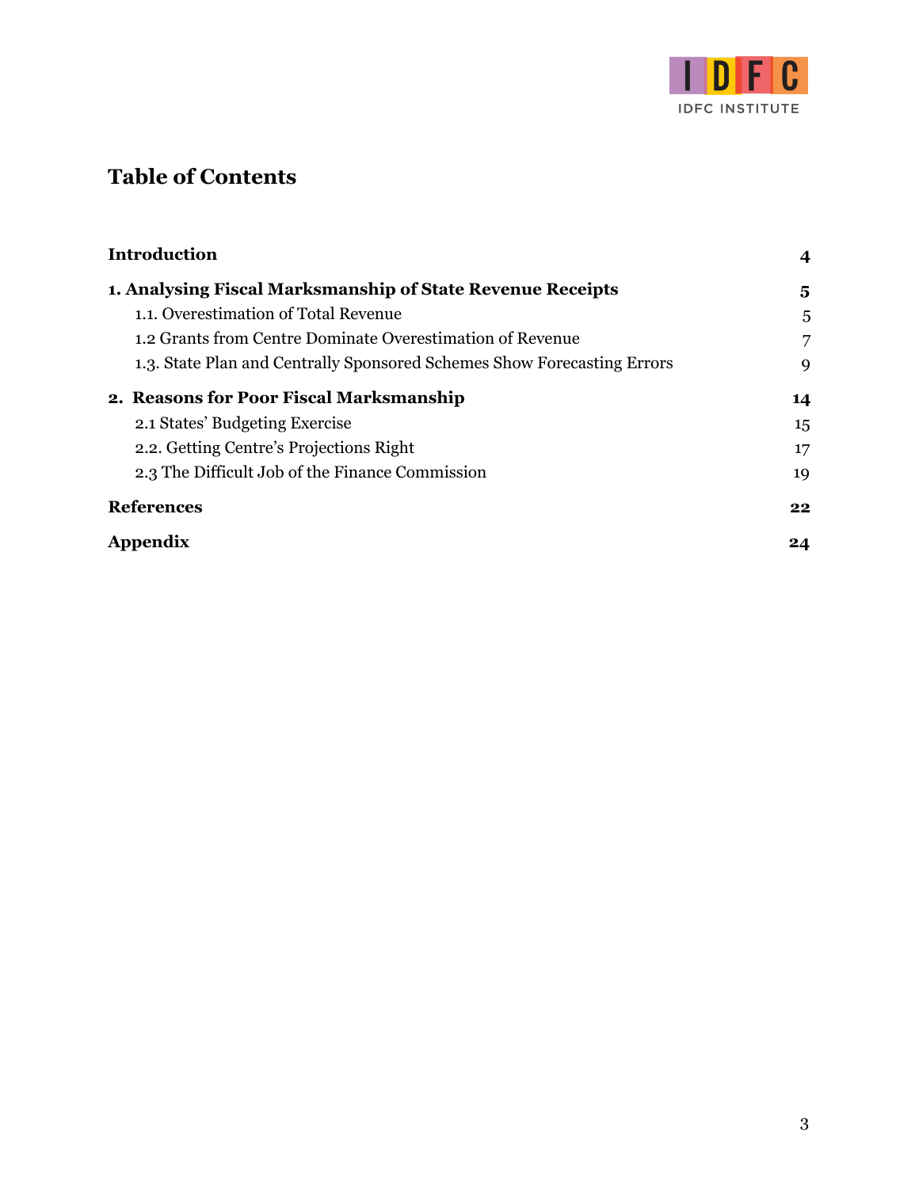# Table of Contents

| | |
|---|---|
| **Introduction** | **4** |
| **1. Analysing Fiscal Marksmanship of State Revenue Receipts** | **5** |
| 1.1. Overestimation of Total Revenue | 5 |
| 1.2 Grants from Centre Dominate Overestimation of Revenue | 7 |
| 1.3. State Plan and Centrally Sponsored Schemes Show Forecasting Errors | 9 |
| **2. Reasons for Poor Fiscal Marksmanship** | **14** |
| 2.1 States' Budgeting Exercise | 15 |
| 2.2. Getting Centre's Projections Right | 17 |
| 2.3 The Difficult Job of the Finance Commission | 19 |
| **References** | **22** |
| **Appendix** | **24** |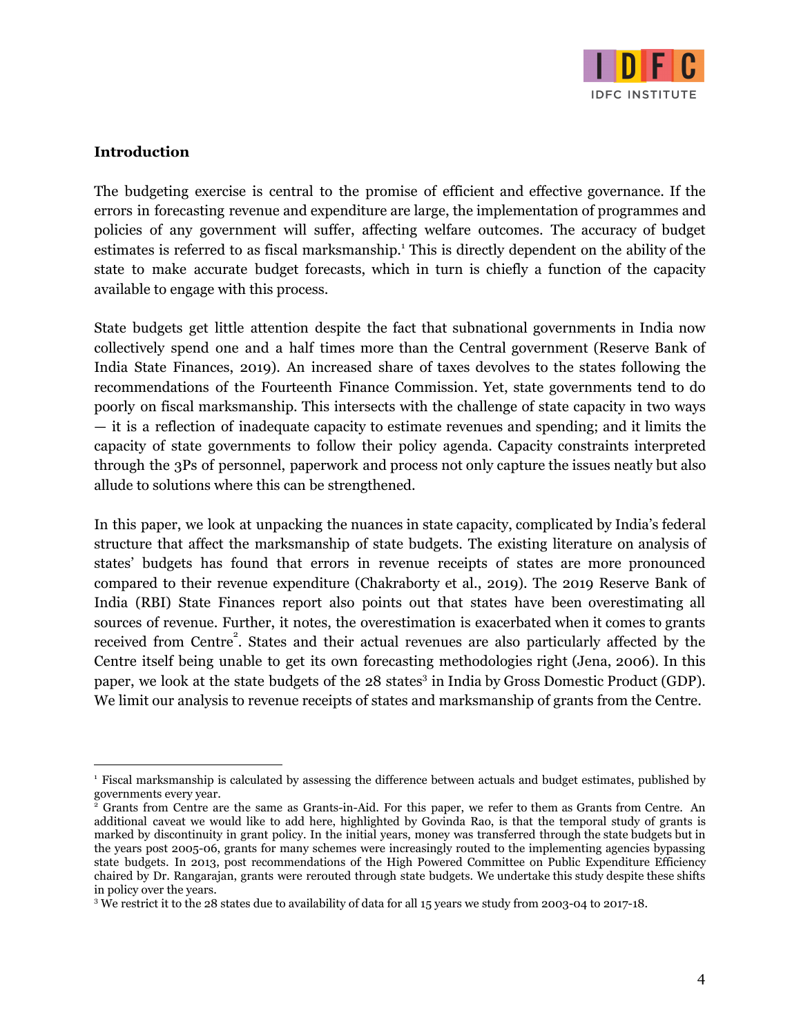**Introduction**

The budgeting exercise is central to the promise of efficient and effective governance. If the errors in forecasting revenue and expenditure are large, the implementation of programmes and policies of any government will suffer, affecting welfare outcomes. The accuracy of budget estimates is referred to as fiscal marksmanship.[1] This is directly dependent on the ability of the state to make accurate budget forecasts, which in turn is chiefly a function of the capacity available to engage with this process.

State budgets get little attention despite the fact that subnational governments in India now collectively spend one and a half times more than the Central government (Reserve Bank of India State Finances, 2019). An increased share of taxes devolves to the states following the recommendations of the Fourteenth Finance Commission. Yet, state governments tend to do poorly on fiscal marksmanship. This intersects with the challenge of state capacity in two ways — it is a reflection of inadequate capacity to estimate revenues and spending; and it limits the capacity of state governments to follow their policy agenda. Capacity constraints interpreted through the 3Ps of personnel, paperwork and process not only capture the issues neatly but also allude to solutions where this can be strengthened.

In this paper, we look at unpacking the nuances in state capacity, complicated by India's federal structure that affect the marksmanship of state budgets. The existing literature on analysis of states' budgets has found that errors in revenue receipts of states are more pronounced compared to their revenue expenditure (Chakraborty et al., 2019). The 2019 Reserve Bank of India (RBI) State Finances report also points out that states have been overestimating all sources of revenue. Further, it notes, the overestimation is exacerbated when it comes to grants received from Centre[2]. States and their actual revenues are also particularly affected by the Centre itself being unable to get its own forecasting methodologies right (Jena, 2006). In this paper, we look at the state budgets of the 28 states[3] in India by Gross Domestic Product (GDP). We limit our analysis to revenue receipts of states and marksmanship of grants from the Centre.

---

[1] Fiscal marksmanship is calculated by assessing the difference between actuals and budget estimates, published by governments every year.

[2] Grants from Centre are the same as Grants-in-Aid. For this paper, we refer to them as Grants from Centre. An additional caveat we would like to add here, highlighted by Govinda Rao, is that the temporal study of grants is marked by discontinuity in grant policy. In the initial years, money was transferred through the state budgets but in the years post 2005-06, grants for many schemes were increasingly routed to the implementing agencies bypassing state budgets. In 2013, post recommendations of the High Powered Committee on Public Expenditure Efficiency chaired by Dr. Rangarajan, grants were rerouted through state budgets. We undertake this study despite these shifts in policy over the years.

[3] We restrict it to the 28 states due to availability of data for all 15 years we study from 2003-04 to 2017-18.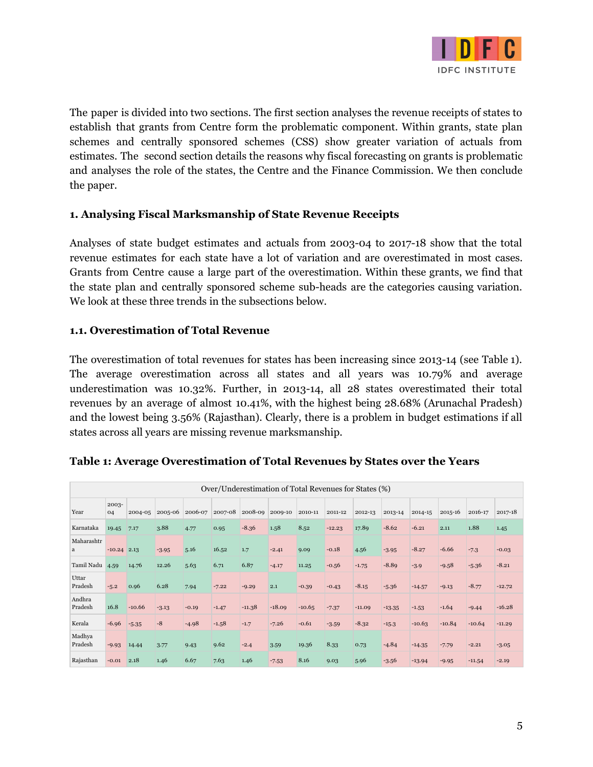The paper is divided into two sections. The first section analyses the revenue receipts of states to establish that grants from Centre form the problematic component. Within grants, state plan schemes and centrally sponsored schemes (CSS) show greater variation of actuals from estimates. The second section details the reasons why fiscal forecasting on grants is problematic and analyses the role of the states, the Centre and the Finance Commission. We then conclude the paper.

### 1. Analysing Fiscal Marksmanship of State Revenue Receipts

Analyses of state budget estimates and actuals from 2003-04 to 2017-18 show that the total revenue estimates for each state have a lot of variation and are overestimated in most cases. Grants from Centre cause a large part of the overestimation. Within these grants, we find that the state plan and centrally sponsored scheme sub-heads are the categories causing variation. We look at these three trends in the subsections below.

### 1.1. Overestimation of Total Revenue

The overestimation of total revenues for states has been increasing since 2013-14 (see Table 1). The average overestimation across all states and all years was 10.79% and average underestimation was 10.32%. Further, in 2013-14, all 28 states overestimated their total revenues by an average of almost 10.41%, with the highest being 28.68% (Arunachal Pradesh) and the lowest being 3.56% (Rajasthan). Clearly, there is a problem in budget estimations if all states across all years are missing revenue marksmanship.

**Table 1: Average Overestimation of Total Revenues by States over the Years**

| Over/Underestimation of Total Revenues for States (%) | | | | | | | | | | | | | | | |
|---|---|---|---|---|---|---|---|---|---|---|---|---|---|---|---|
| Year | 2003-04 | 2004-05 | 2005-06 | 2006-07 | 2007-08 | 2008-09 | 2009-10 | 2010-11 | 2011-12 | 2012-13 | 2013-14 | 2014-15 | 2015-16 | 2016-17 | 2017-18 |
| Karnataka | 19.45 | 7.17 | 3.88 | 4.77 | 0.95 | -8.36 | 1.58 | 8.52 | -12.23 | 17.89 | -8.62 | -6.21 | 2.11 | 1.88 | 1.45 |
| Maharashtra | -10.24 | 2.13 | -3.95 | 5.16 | 16.52 | 1.7 | -2.41 | 9.09 | -0.18 | 4.56 | -3.95 | -8.27 | -6.66 | -7.3 | -0.03 |
| Tamil Nadu | 4.59 | 14.76 | 12.26 | 5.63 | 6.71 | 6.87 | -4.17 | 11.25 | -0.56 | -1.75 | -8.89 | -3.9 | -9.58 | -5.36 | -8.21 |
| Uttar Pradesh | -5.2 | 0.96 | 6.28 | 7.94 | -7.22 | -9.29 | 2.1 | -0.39 | -0.43 | -8.15 | -5.36 | -14.57 | -9.13 | -8.77 | -12.72 |
| Andhra Pradesh | 16.8 | -10.66 | -3.13 | -0.19 | -1.47 | -11.38 | -18.09 | -10.65 | -7.37 | -11.09 | -13.35 | -1.53 | -1.64 | -9.44 | -16.28 |
| Kerala | -6.96 | -5.35 | -8 | -4.98 | -1.58 | -1.7 | -7.26 | -0.61 | -3.59 | -8.32 | -15.3 | -10.63 | -10.84 | -10.64 | -11.29 |
| Madhya Pradesh | -9.93 | 14.44 | 3.77 | 9.43 | 9.62 | -2.4 | 3.59 | 19.36 | 8.33 | 0.73 | -4.84 | -14.35 | -7.79 | -2.21 | -3.05 |
| Rajasthan | -0.01 | 2.18 | 1.46 | 6.67 | 7.63 | 1.46 | -7.53 | 8.16 | 9.03 | 5.96 | -3.56 | -13.94 | -9.95 | -11.54 | -2.19 |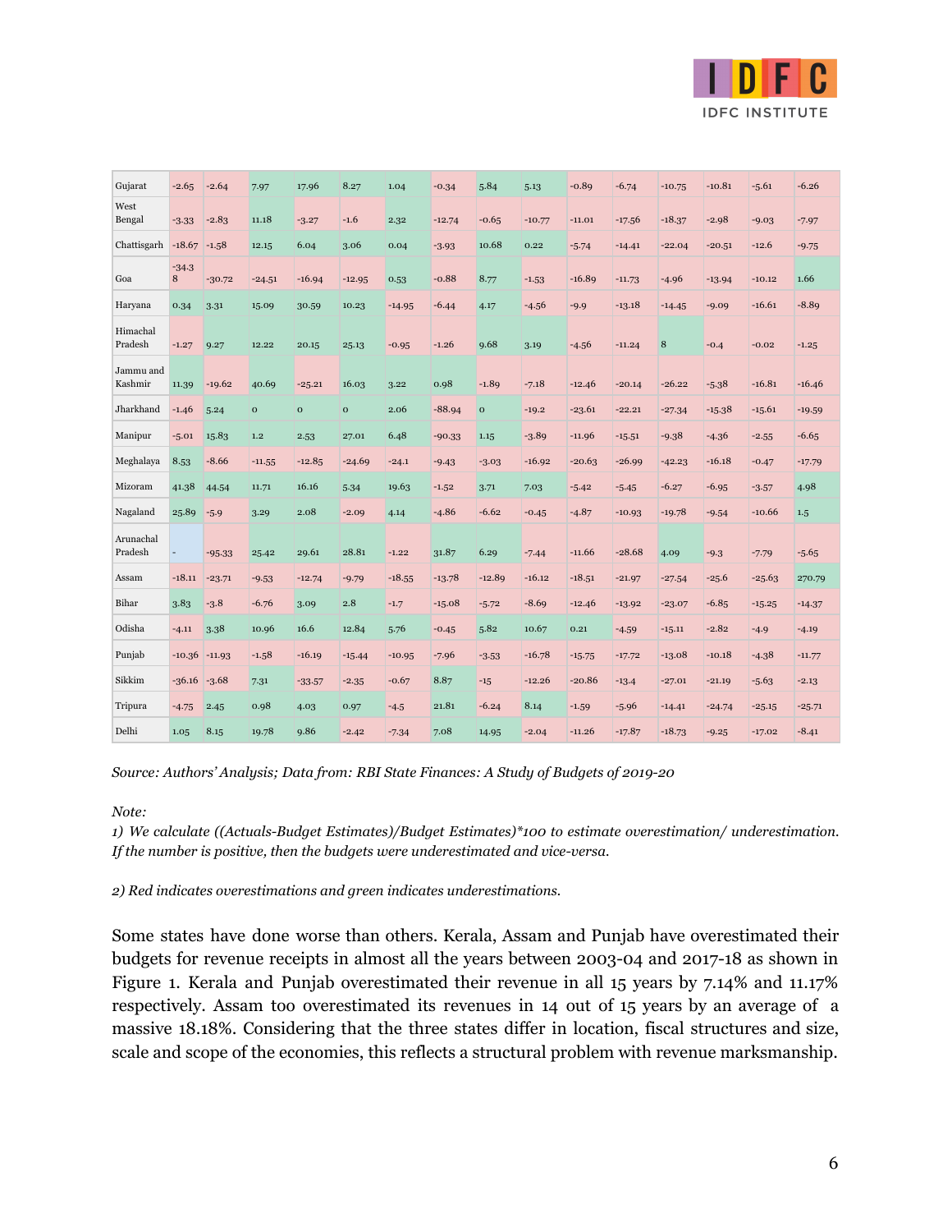| | | | | | | | | | | | | | | | |
|---|---|---|---|---|---|---|---|---|---|---|---|---|---|---|---|
| Gujarat | -2.65 | -2.64 | 7.97 | 17.96 | 8.27 | 1.04 | -0.34 | 5.84 | 5.13 | -0.89 | -6.74 | -10.75 | -10.81 | -5.61 | -6.26 |
| West Bengal | -3.33 | -2.83 | 11.18 | -3.27 | -1.6 | 2.32 | -12.74 | -0.65 | -10.77 | -11.01 | -17.56 | -18.37 | -2.98 | -9.03 | -7.97 |
| Chattisgarh | -18.67 | -1.58 | 12.15 | 6.04 | 3.06 | 0.04 | -3.93 | 10.68 | 0.22 | -5.74 | -14.41 | -22.04 | -20.51 | -12.6 | -9.75 |
| Goa | -34.38 | -30.72 | -24.51 | -16.94 | -12.95 | 0.53 | -0.88 | 8.77 | -1.53 | -16.89 | -11.73 | -4.96 | -13.94 | -10.12 | 1.66 |
| Haryana | 0.34 | 3.31 | 15.09 | 30.59 | 10.23 | -14.95 | -6.44 | 4.17 | -4.56 | -9.9 | -13.18 | -14.45 | -9.09 | -16.61 | -8.89 |
| Himachal Pradesh | -1.27 | 9.27 | 12.22 | 20.15 | 25.13 | -0.95 | -1.26 | 9.68 | 3.19 | -4.56 | -11.24 | 8 | -0.4 | -0.02 | -1.25 |
| Jammu and Kashmir | 11.39 | -19.62 | 40.69 | -25.21 | 16.03 | 3.22 | 0.98 | -1.89 | -7.18 | -12.46 | -20.14 | -26.22 | -5.38 | -16.81 | -16.46 |
| Jharkhand | -1.46 | 5.24 | 0 | 0 | 0 | 2.06 | -88.94 | 0 | -19.2 | -23.61 | -22.21 | -27.34 | -15.38 | -15.61 | -19.59 |
| Manipur | -5.01 | 15.83 | 1.2 | 2.53 | 27.01 | 6.48 | -90.33 | 1.15 | -3.89 | -11.96 | -15.51 | -9.38 | -4.36 | -2.55 | -6.65 |
| Meghalaya | 8.53 | -8.66 | -11.55 | -12.85 | -24.69 | -24.1 | -9.43 | -3.03 | -16.92 | -20.63 | -26.99 | -42.23 | -16.18 | -0.47 | -17.79 |
| Mizoram | 41.38 | 44.54 | 11.71 | 16.16 | 5.34 | 19.63 | -1.52 | 3.71 | 7.03 | -5.42 | -5.45 | -6.27 | -6.95 | -3.57 | 4.98 |
| Nagaland | 25.89 | -5.9 | 3.29 | 2.08 | -2.09 | 4.14 | -4.86 | -6.62 | -0.45 | -4.87 | -10.93 | -19.78 | -9.54 | -10.66 | 1.5 |
| Arunachal Pradesh | - | -95.33 | 25.42 | 29.61 | 28.81 | -1.22 | 31.87 | 6.29 | -7.44 | -11.66 | -28.68 | 4.09 | -9.3 | -7.79 | -5.65 |
| Assam | -18.11 | -23.71 | -9.53 | -12.74 | -9.79 | -18.55 | -13.78 | -12.89 | -16.12 | -18.51 | -21.97 | -27.54 | -25.6 | -25.63 | 270.79 |
| Bihar | 3.83 | -3.8 | -6.76 | 3.09 | 2.8 | -1.7 | -15.08 | -5.72 | -8.69 | -12.46 | -13.92 | -23.07 | -6.85 | -15.25 | -14.37 |
| Odisha | -4.11 | 3.38 | 10.96 | 16.6 | 12.84 | 5.76 | -0.45 | 5.82 | 10.67 | 0.21 | -4.59 | -15.11 | -2.82 | -4.9 | -4.19 |
| Punjab | -10.36 | -11.93 | -1.58 | -16.19 | -15.44 | -10.95 | -7.96 | -3.53 | -16.78 | -15.75 | -17.72 | -13.08 | -10.18 | -4.38 | -11.77 |
| Sikkim | -36.16 | -3.68 | 7.31 | -33.57 | -2.35 | -0.67 | 8.87 | -15 | -12.26 | -20.86 | -13.4 | -27.01 | -21.19 | -5.63 | -2.13 |
| Tripura | -4.75 | 2.45 | 0.98 | 4.03 | 0.97 | -4.5 | 21.81 | -6.24 | 8.14 | -1.59 | -5.96 | -14.41 | -24.74 | -25.15 | -25.71 |
| Delhi | 1.05 | 8.15 | 19.78 | 9.86 | -2.42 | -7.34 | 7.08 | 14.95 | -2.04 | -11.26 | -17.87 | -18.73 | -9.25 | -17.02 | -8.41 |

*Source: Authors' Analysis; Data from: RBI State Finances: A Study of Budgets of 2019-20*

*Note:*

*1) We calculate ((Actuals-Budget Estimates)/Budget Estimates)*100 to estimate overestimation/ underestimation. If the number is positive, then the budgets were underestimated and vice-versa.*

*2) Red indicates overestimations and green indicates underestimations.*

Some states have done worse than others. Kerala, Assam and Punjab have overestimated their budgets for revenue receipts in almost all the years between 2003-04 and 2017-18 as shown in Figure 1. Kerala and Punjab overestimated their revenue in all 15 years by 7.14% and 11.17% respectively. Assam too overestimated its revenues in 14 out of 15 years by an average of a massive 18.18%. Considering that the three states differ in location, fiscal structures and size, scale and scope of the economies, this reflects a structural problem with revenue marksmanship.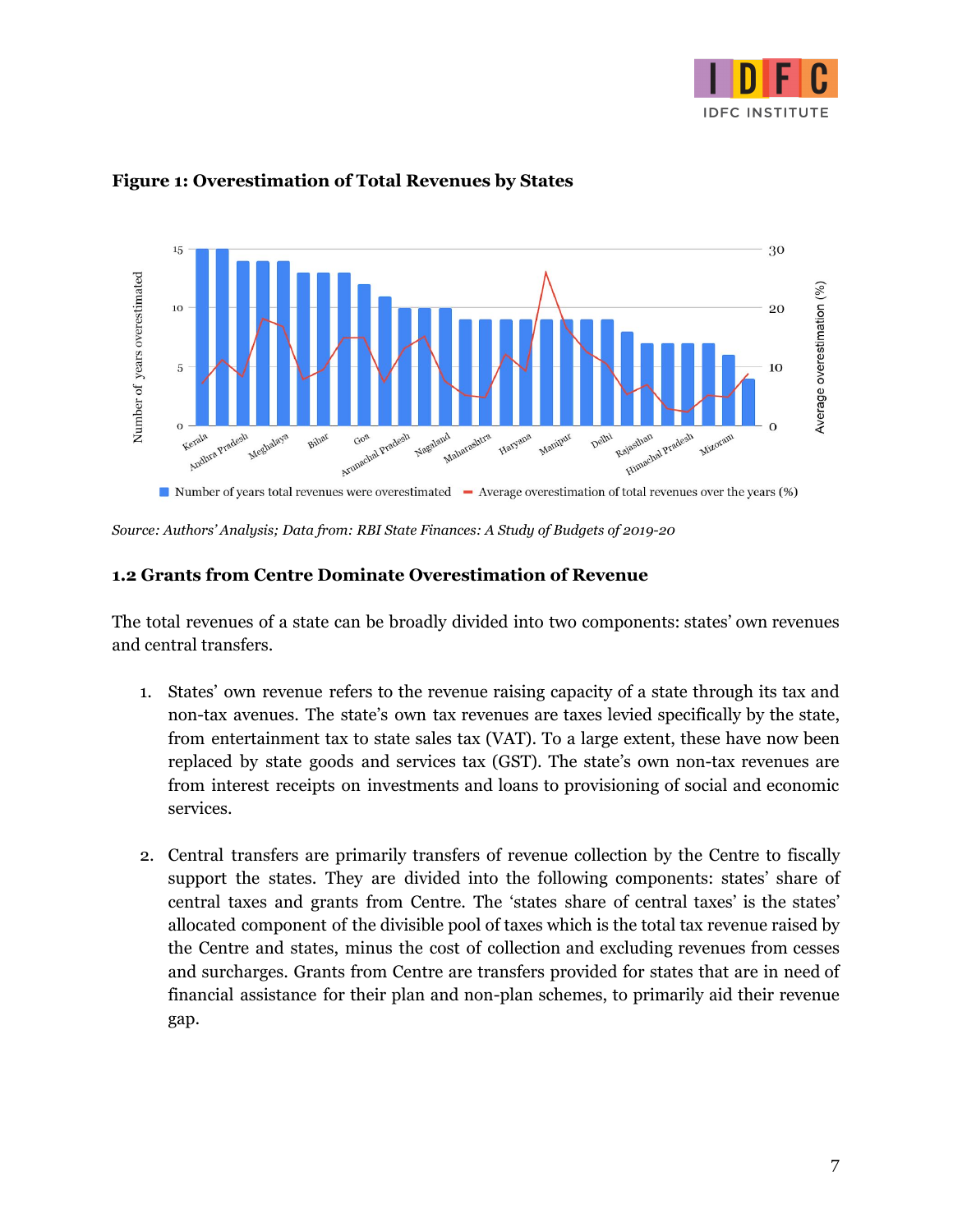**Figure 1: Overestimation of Total Revenues by States**

Source: Authors' Analysis; Data from: RBI State Finances: A Study of Budgets of 2019-20

### 1.2 Grants from Centre Dominate Overestimation of Revenue

The total revenues of a state can be broadly divided into two components: states' own revenues and central transfers.

1. States' own revenue refers to the revenue raising capacity of a state through its tax and non-tax avenues. The state's own tax revenues are taxes levied specifically by the state, from entertainment tax to state sales tax (VAT). To a large extent, these have now been replaced by state goods and services tax (GST). The state's own non-tax revenues are from interest receipts on investments and loans to provisioning of social and economic services.

2. Central transfers are primarily transfers of revenue collection by the Centre to fiscally support the states. They are divided into the following components: states' share of central taxes and grants from Centre. The 'states share of central taxes' is the states' allocated component of the divisible pool of taxes which is the total tax revenue raised by the Centre and states, minus the cost of collection and excluding revenues from cesses and surcharges. Grants from Centre are transfers provided for states that are in need of financial assistance for their plan and non-plan schemes, to primarily aid their revenue gap.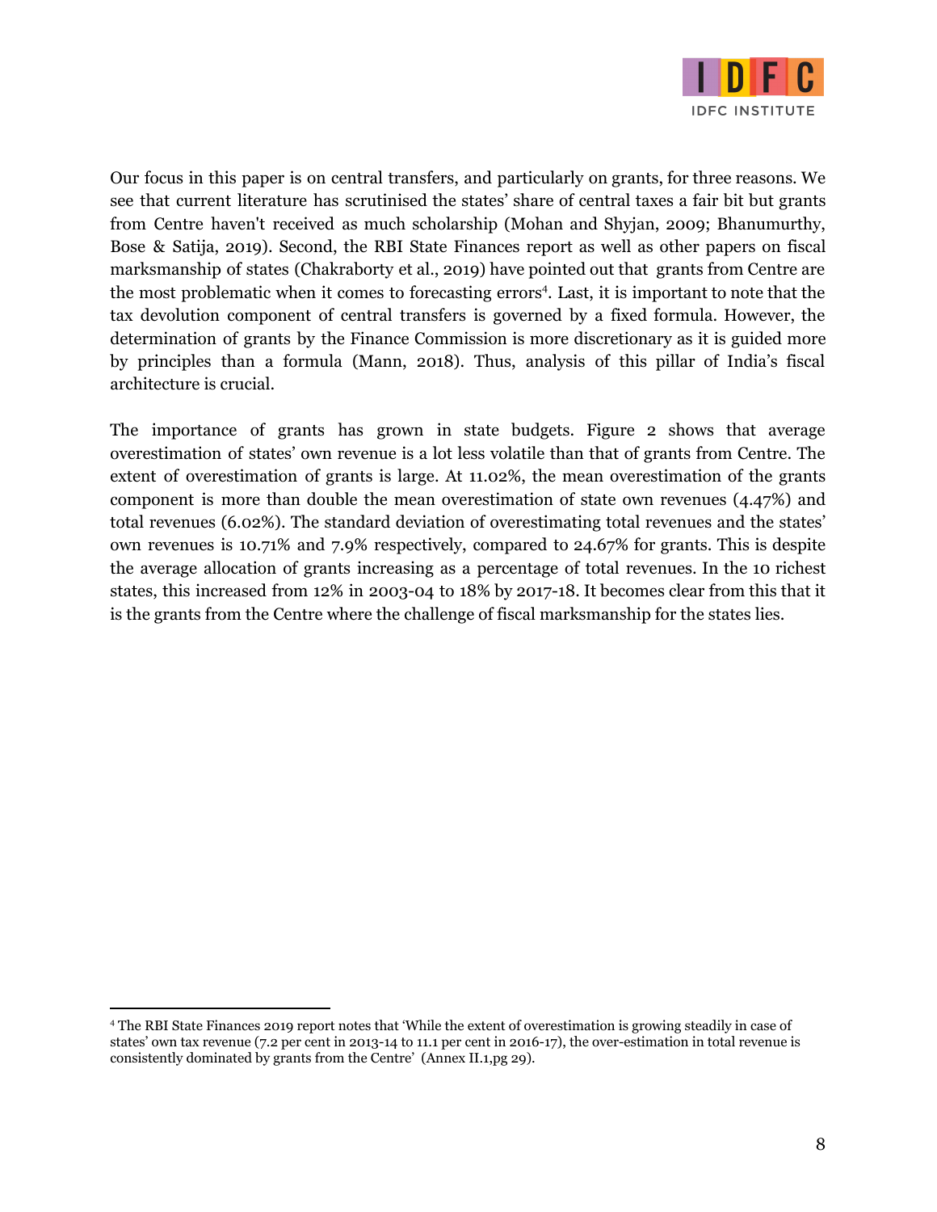Our focus in this paper is on central transfers, and particularly on grants, for three reasons. We see that current literature has scrutinised the states' share of central taxes a fair bit but grants from Centre haven't received as much scholarship (Mohan and Shyjan, 2009; Bhanumurthy, Bose & Satija, 2019). Second, the RBI State Finances report as well as other papers on fiscal marksmanship of states (Chakraborty et al., 2019) have pointed out that grants from Centre are the most problematic when it comes to forecasting errors[4]. Last, it is important to note that the tax devolution component of central transfers is governed by a fixed formula. However, the determination of grants by the Finance Commission is more discretionary as it is guided more by principles than a formula (Mann, 2018). Thus, analysis of this pillar of India's fiscal architecture is crucial.

The importance of grants has grown in state budgets. Figure 2 shows that average overestimation of states' own revenue is a lot less volatile than that of grants from Centre. The extent of overestimation of grants is large. At 11.02%, the mean overestimation of the grants component is more than double the mean overestimation of state own revenues (4.47%) and total revenues (6.02%). The standard deviation of overestimating total revenues and the states' own revenues is 10.71% and 7.9% respectively, compared to 24.67% for grants. This is despite the average allocation of grants increasing as a percentage of total revenues. In the 10 richest states, this increased from 12% in 2003-04 to 18% by 2017-18. It becomes clear from this that it is the grants from the Centre where the challenge of fiscal marksmanship for the states lies.

[4] The RBI State Finances 2019 report notes that 'While the extent of overestimation is growing steadily in case of states' own tax revenue (7.2 per cent in 2013-14 to 11.1 per cent in 2016-17), the over-estimation in total revenue is consistently dominated by grants from the Centre' (Annex II.1,pg 29).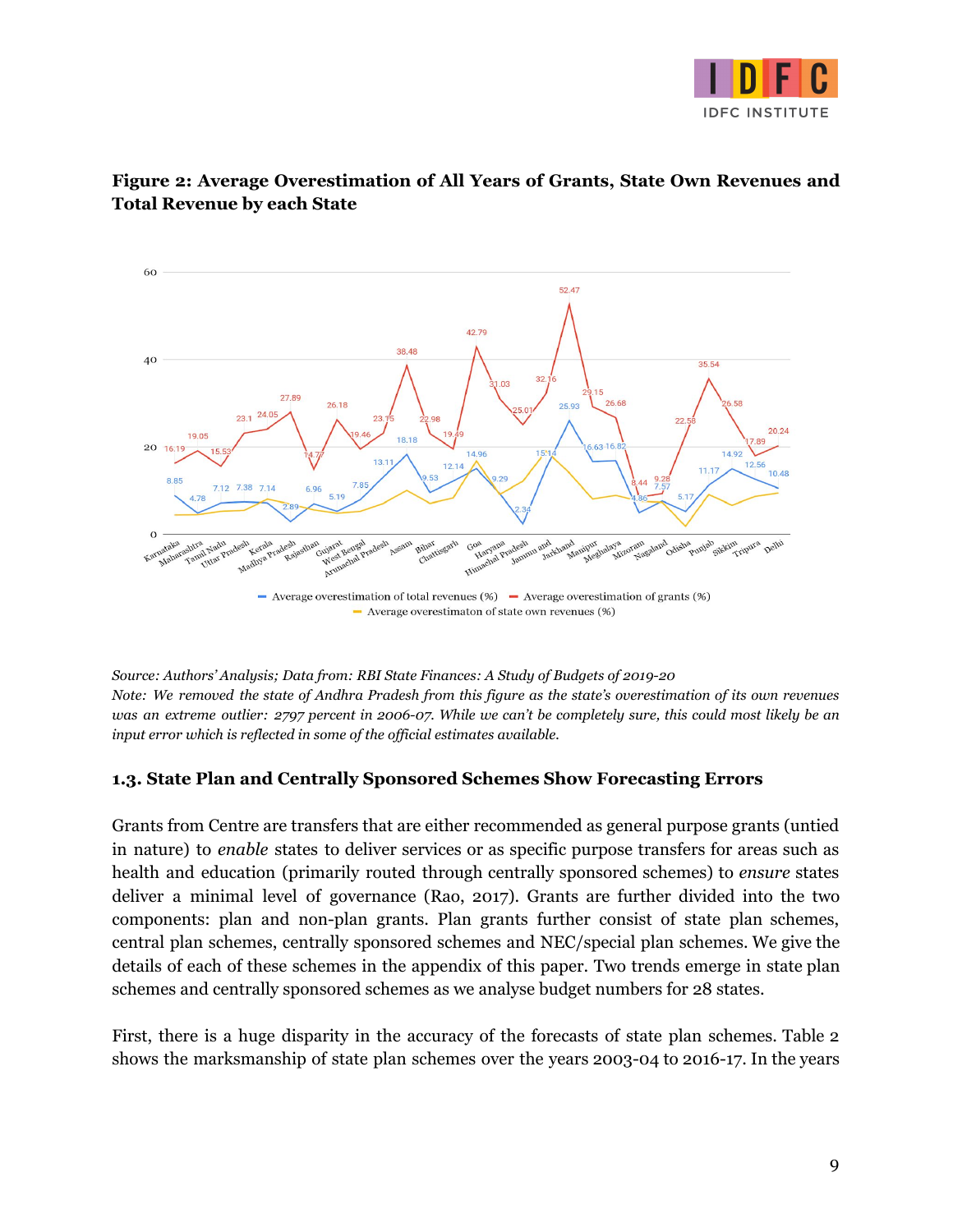**Figure 2: Average Overestimation of All Years of Grants, State Own Revenues and Total Revenue by each State**

*Source: Authors' Analysis; Data from: RBI State Finances: A Study of Budgets of 2019-20*

*Note: We removed the state of Andhra Pradesh from this figure as the state's overestimation of its own revenues was an extreme outlier: 2797 percent in 2006-07. While we can't be completely sure, this could most likely be an input error which is reflected in some of the official estimates available.*

### 1.3. State Plan and Centrally Sponsored Schemes Show Forecasting Errors

Grants from Centre are transfers that are either recommended as general purpose grants (untied in nature) to *enable* states to deliver services or as specific purpose transfers for areas such as health and education (primarily routed through centrally sponsored schemes) to *ensure* states deliver a minimal level of governance (Rao, 2017). Grants are further divided into the two components: plan and non-plan grants. Plan grants further consist of state plan schemes, central plan schemes, centrally sponsored schemes and NEC/special plan schemes. We give the details of each of these schemes in the appendix of this paper. Two trends emerge in state plan schemes and centrally sponsored schemes as we analyse budget numbers for 28 states.

First, there is a huge disparity in the accuracy of the forecasts of state plan schemes. Table 2 shows the marksmanship of state plan schemes over the years 2003-04 to 2016-17. In the years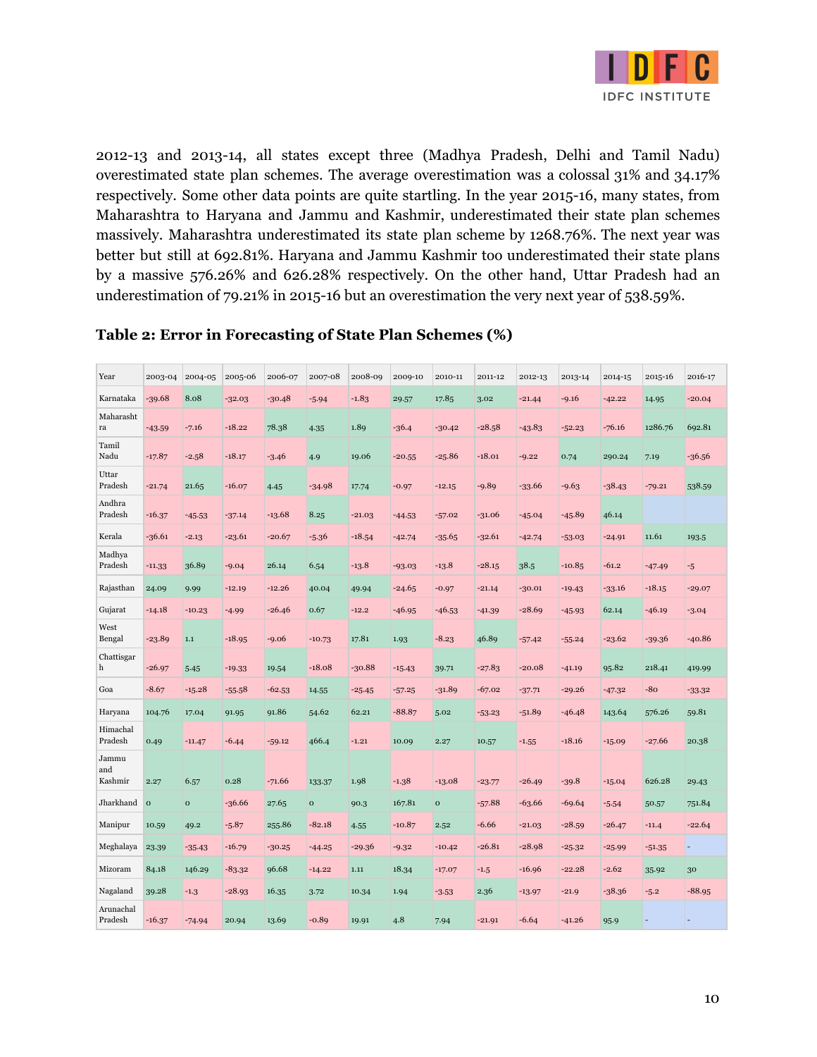2012-13 and 2013-14, all states except three (Madhya Pradesh, Delhi and Tamil Nadu) overestimated state plan schemes. The average overestimation was a colossal 31% and 34.17% respectively. Some other data points are quite startling. In the year 2015-16, many states, from Maharashtra to Haryana and Jammu and Kashmir, underestimated their state plan schemes massively. Maharashtra underestimated its state plan scheme by 1268.76%. The next year was better but still at 692.81%. Haryana and Jammu Kashmir too underestimated their state plans by a massive 576.26% and 626.28% respectively. On the other hand, Uttar Pradesh had an underestimation of 79.21% in 2015-16 but an overestimation the very next year of 538.59%.

**Table 2: Error in Forecasting of State Plan Schemes (%)**

| Year | 2003-04 | 2004-05 | 2005-06 | 2006-07 | 2007-08 | 2008-09 | 2009-10 | 2010-11 | 2011-12 | 2012-13 | 2013-14 | 2014-15 | 2015-16 | 2016-17 |
|---|---|---|---|---|---|---|---|---|---|---|---|---|---|---|
| Karnataka | -39.68 | 8.08 | -32.03 | -30.48 | -5.94 | -1.83 | 29.57 | 17.85 | 3.02 | -21.44 | -9.16 | -42.22 | 14.95 | -20.04 |
| Maharashtra | -43.59 | -7.16 | -18.22 | 78.38 | 4.35 | 1.89 | -36.4 | -30.42 | -28.58 | -43.83 | -52.23 | -76.16 | 1286.76 | 692.81 |
| Tamil Nadu | -17.87 | -2.58 | -18.17 | -3.46 | 4.9 | 19.06 | -20.55 | -25.86 | -18.01 | -9.22 | 0.74 | 290.24 | 7.19 | -36.56 |
| Uttar Pradesh | -21.74 | 21.65 | -16.07 | 4.45 | -34.98 | 17.74 | -0.97 | -12.15 | -9.89 | -33.66 | -9.63 | -38.43 | -79.21 | 538.59 |
| Andhra Pradesh | -16.37 | -45.53 | -37.14 | -13.68 | 8.25 | -21.03 | -44.53 | -57.02 | -31.06 | -45.04 | -45.89 | 46.14 | | |
| Kerala | -36.61 | -2.13 | -23.61 | -20.67 | -5.36 | -18.54 | -42.74 | -35.65 | -32.61 | -42.74 | -53.03 | -24.91 | 11.61 | 193.5 |
| Madhya Pradesh | -11.33 | 36.89 | -9.04 | 26.14 | 6.54 | -13.8 | -93.03 | -13.8 | -28.15 | 38.5 | -10.85 | -61.2 | -47.49 | -5 |
| Rajasthan | 24.09 | 9.99 | -12.19 | -12.26 | 40.04 | 49.94 | -24.65 | -0.97 | -21.14 | -30.01 | -19.43 | -33.16 | -18.15 | -29.07 |
| Gujarat | -14.18 | -10.23 | -4.99 | -26.46 | 0.67 | -12.2 | -46.95 | -46.53 | -41.39 | -28.69 | -45.93 | 62.14 | -46.19 | -3.04 |
| West Bengal | -23.89 | 1.1 | -18.95 | -9.06 | -10.73 | 17.81 | 1.93 | -8.23 | 46.89 | -57.42 | -55.24 | -23.62 | -39.36 | -40.86 |
| Chattisgarh | -26.97 | 5.45 | -19.33 | 19.54 | -18.08 | -30.88 | -15.43 | 39.71 | -27.83 | -20.08 | -41.19 | 95.82 | 218.41 | 419.99 |
| Goa | -8.67 | -15.28 | -55.58 | -62.53 | 14.55 | -25.45 | -57.25 | -31.89 | -67.02 | -37.71 | -29.26 | -47.32 | -80 | -33.32 |
| Haryana | 104.76 | 17.04 | 91.95 | 91.86 | 54.62 | 62.21 | -88.87 | 5.02 | -53.23 | -51.89 | -46.48 | 143.64 | 576.26 | 59.81 |
| Himachal Pradesh | 0.49 | -11.47 | -6.44 | -59.12 | 466.4 | -1.21 | 10.09 | 2.27 | 10.57 | -1.55 | -18.16 | -15.09 | -27.66 | 20.38 |
| Jammu and Kashmir | 2.27 | 6.57 | 0.28 | -71.66 | 133.37 | 1.98 | -1.38 | -13.08 | -23.77 | -26.49 | -39.8 | -15.04 | 626.28 | 29.43 |
| Jharkhand | 0 | 0 | -36.66 | 27.65 | 0 | 90.3 | 167.81 | 0 | -57.88 | -63.66 | -69.64 | -5.54 | 50.57 | 751.84 |
| Manipur | 10.59 | 49.2 | -5.87 | 255.86 | -82.18 | 4.55 | -10.87 | 2.52 | -6.66 | -21.03 | -28.59 | -26.47 | -11.4 | -22.64 |
| Meghalaya | 23.39 | -35.43 | -16.79 | -30.25 | -44.25 | -29.36 | -9.32 | -10.42 | -26.81 | -28.98 | -25.32 | -25.99 | -51.35 | - |
| Mizoram | 84.18 | 146.29 | -83.32 | 96.68 | -14.22 | 1.11 | 18.34 | -17.07 | -1.5 | -16.96 | -22.28 | -2.62 | 35.92 | 30 |
| Nagaland | 39.28 | -1.3 | -28.93 | 16.35 | 3.72 | 10.34 | 1.94 | -3.53 | 2.36 | -13.97 | -21.9 | -38.36 | -5.2 | -88.95 |
| Arunachal Pradesh | -16.37 | -74.94 | 20.94 | 13.69 | -0.89 | 19.91 | 4.8 | 7.94 | -21.91 | -6.64 | -41.26 | 95.9 | - | - |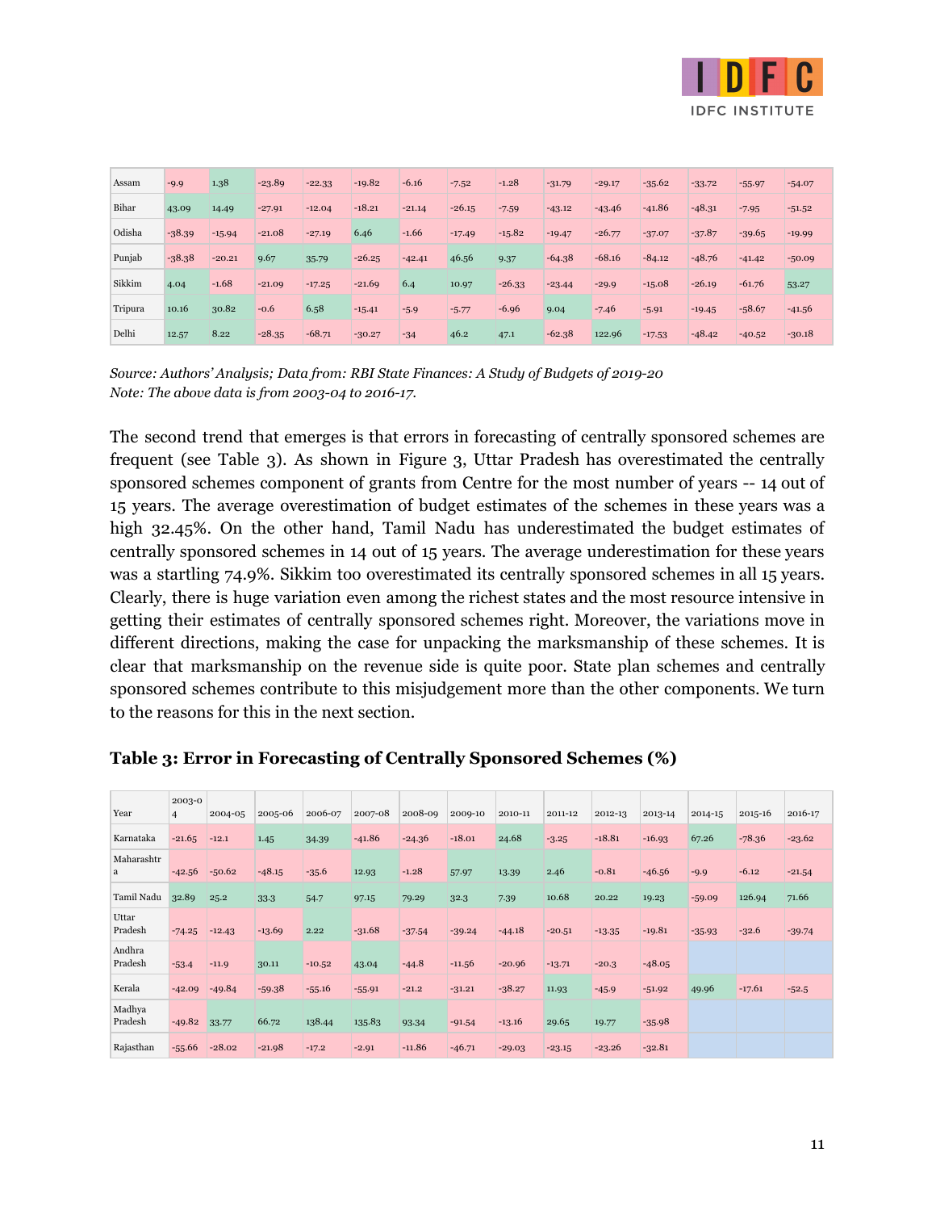| Assam | -9.9 | 1.38 | -23.89 | -22.33 | -19.82 | -6.16 | -7.52 | -1.28 | -31.79 | -29.17 | -35.62 | -33.72 | -55.97 | -54.07 |
|---|---|---|---|---|---|---|---|---|---|---|---|---|---|---|
| Bihar | 43.09 | 14.49 | -27.91 | -12.04 | -18.21 | -21.14 | -26.15 | -7.59 | -43.12 | -43.46 | -41.86 | -48.31 | -7.95 | -51.52 |
| Odisha | -38.39 | -15.94 | -21.08 | -27.19 | 6.46 | -1.66 | -17.49 | -15.82 | -19.47 | -26.77 | -37.07 | -37.87 | -39.65 | -19.99 |
| Punjab | -38.38 | -20.21 | 9.67 | 35.79 | -26.25 | -42.41 | 46.56 | 9.37 | -64.38 | -68.16 | -84.12 | -48.76 | -41.42 | -50.09 |
| Sikkim | 4.04 | -1.68 | -21.09 | -17.25 | -21.69 | 6.4 | 10.97 | -26.33 | -23.44 | -29.9 | -15.08 | -26.19 | -61.76 | 53.27 |
| Tripura | 10.16 | 30.82 | -0.6 | 6.58 | -15.41 | -5.9 | -5.77 | -6.96 | 9.04 | -7.46 | -5.91 | -19.45 | -58.67 | -41.56 |
| Delhi | 12.57 | 8.22 | -28.35 | -68.71 | -30.27 | -34 | 46.2 | 47.1 | -62.38 | 122.96 | -17.53 | -48.42 | -40.52 | -30.18 |

*Source: Authors' Analysis; Data from: RBI State Finances: A Study of Budgets of 2019-20*
*Note: The above data is from 2003-04 to 2016-17.*

The second trend that emerges is that errors in forecasting of centrally sponsored schemes are frequent (see Table 3). As shown in Figure 3, Uttar Pradesh has overestimated the centrally sponsored schemes component of grants from Centre for the most number of years -- 14 out of 15 years. The average overestimation of budget estimates of the schemes in these years was a high 32.45%. On the other hand, Tamil Nadu has underestimated the budget estimates of centrally sponsored schemes in 14 out of 15 years. The average underestimation for these years was a startling 74.9%. Sikkim too overestimated its centrally sponsored schemes in all 15 years. Clearly, there is huge variation even among the richest states and the most resource intensive in getting their estimates of centrally sponsored schemes right. Moreover, the variations move in different directions, making the case for unpacking the marksmanship of these schemes. It is clear that marksmanship on the revenue side is quite poor. State plan schemes and centrally sponsored schemes contribute to this misjudgement more than the other components. We turn to the reasons for this in the next section.

**Table 3: Error in Forecasting of Centrally Sponsored Schemes (%)**

| Year | 2003-04 | 2004-05 | 2005-06 | 2006-07 | 2007-08 | 2008-09 | 2009-10 | 2010-11 | 2011-12 | 2012-13 | 2013-14 | 2014-15 | 2015-16 | 2016-17 |
|---|---|---|---|---|---|---|---|---|---|---|---|---|---|---|
| Karnataka | -21.65 | -12.1 | 1.45 | 34.39 | -41.86 | -24.36 | -18.01 | 24.68 | -3.25 | -18.81 | -16.93 | 67.26 | -78.36 | -23.62 |
| Maharashtra | -42.56 | -50.62 | -48.15 | -35.6 | 12.93 | -1.28 | 57.97 | 13.39 | 2.46 | -0.81 | -46.56 | -9.9 | -6.12 | -21.54 |
| Tamil Nadu | 32.89 | 25.2 | 33.3 | 54.7 | 97.15 | 79.29 | 32.3 | 7.39 | 10.68 | 20.22 | 19.23 | -59.09 | 126.94 | 71.66 |
| Uttar Pradesh | -74.25 | -12.43 | -13.69 | 2.22 | -31.68 | -37.54 | -39.24 | -44.18 | -20.51 | -13.35 | -19.81 | -35.93 | -32.6 | -39.74 |
| Andhra Pradesh | -53.4 | -11.9 | 30.11 | -10.52 | 43.04 | -44.8 | -11.56 | -20.96 | -13.71 | -20.3 | -48.05 | | | |
| Kerala | -42.09 | -49.84 | -59.38 | -55.16 | -55.91 | -21.2 | -31.21 | -38.27 | 11.93 | -45.9 | -51.92 | 49.96 | -17.61 | -52.5 |
| Madhya Pradesh | -49.82 | 33.77 | 66.72 | 138.44 | 135.83 | 93.34 | -91.54 | -13.16 | 29.65 | 19.77 | -35.98 | | | |
| Rajasthan | -55.66 | -28.02 | -21.98 | -17.2 | -2.91 | -11.86 | -46.71 | -29.03 | -23.15 | -23.26 | -32.81 | | | |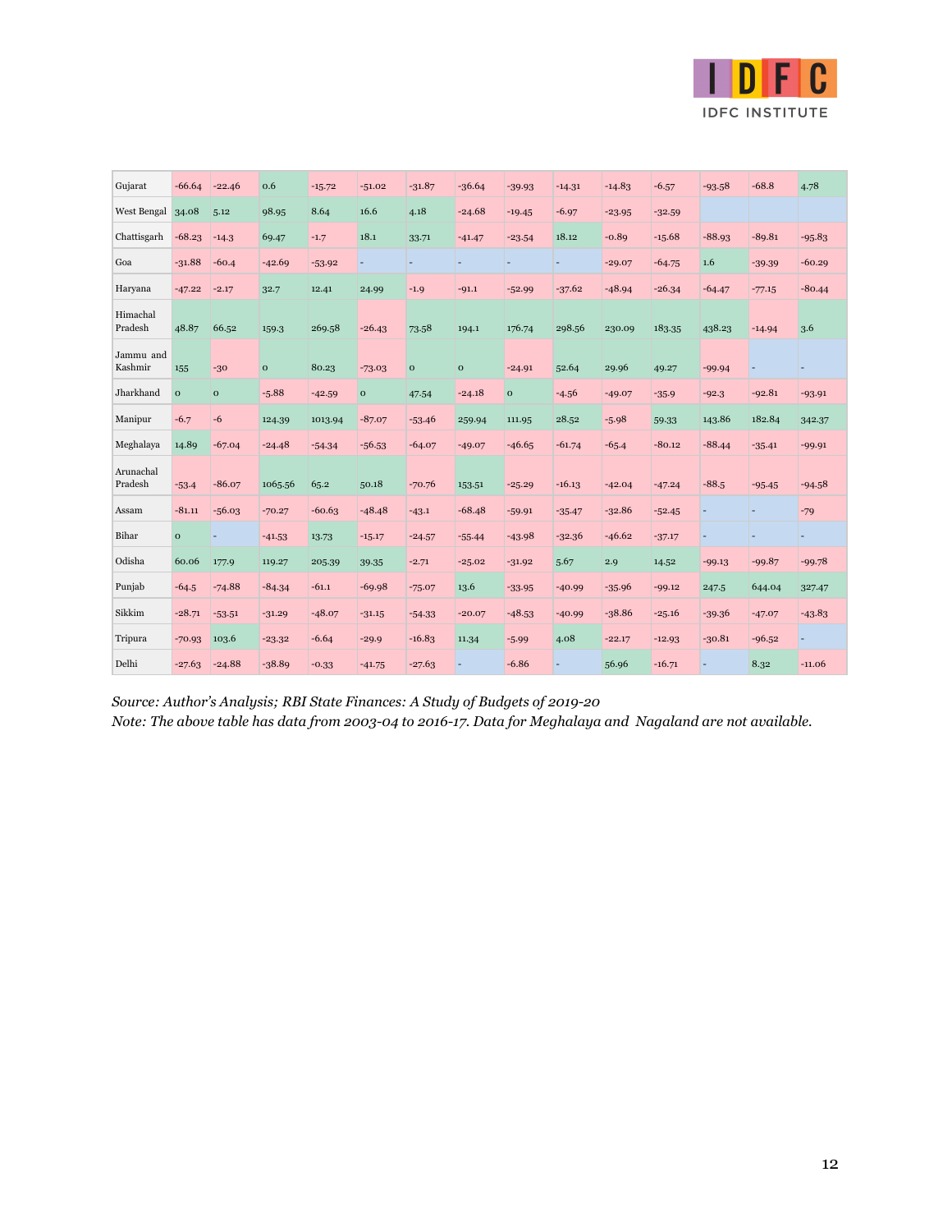| | | | | | | | | | | | | | | |
|---|---|---|---|---|---|---|---|---|---|---|---|---|---|---|
| Gujarat | -66.64 | -22.46 | 0.6 | -15.72 | -51.02 | -31.87 | -36.64 | -39.93 | -14.31 | -14.83 | -6.57 | -93.58 | -68.8 | 4.78 |
| West Bengal | 34.08 | 5.12 | 98.95 | 8.64 | 16.6 | 4.18 | -24.68 | -19.45 | -6.97 | -23.95 | -32.59 | | | |
| Chattisgarh | -68.23 | -14.3 | 69.47 | -1.7 | 18.1 | 33.71 | -41.47 | -23.54 | 18.12 | -0.89 | -15.68 | -88.93 | -89.81 | -95.83 |
| Goa | -31.88 | -60.4 | -42.69 | -53.92 | - | - | - | - | - | -29.07 | -64.75 | 1.6 | -39.39 | -60.29 |
| Haryana | -47.22 | -2.17 | 32.7 | 12.41 | 24.99 | -1.9 | -91.1 | -52.99 | -37.62 | -48.94 | -26.34 | -64.47 | -77.15 | -80.44 |
| Himachal Pradesh | 48.87 | 66.52 | 159.3 | 269.58 | -26.43 | 73.58 | 194.1 | 176.74 | 298.56 | 230.09 | 183.35 | 438.23 | -14.94 | 3.6 |
| Jammu and Kashmir | 155 | -30 | 0 | 80.23 | -73.03 | 0 | 0 | -24.91 | 52.64 | 29.96 | 49.27 | -99.94 | - | - |
| Jharkhand | 0 | 0 | -5.88 | -42.59 | 0 | 47.54 | -24.18 | 0 | -4.56 | -49.07 | -35.9 | -92.3 | -92.81 | -93.91 |
| Manipur | -6.7 | -6 | 124.39 | 1013.94 | -87.07 | -53.46 | 259.94 | 111.95 | 28.52 | -5.98 | 59.33 | 143.86 | 182.84 | 342.37 |
| Meghalaya | 14.89 | -67.04 | -24.48 | -54.34 | -56.53 | -64.07 | -49.07 | -46.65 | -61.74 | -65.4 | -80.12 | -88.44 | -35.41 | -99.91 |
| Arunachal Pradesh | -53.4 | -86.07 | 1065.56 | 65.2 | 50.18 | -70.76 | 153.51 | -25.29 | -16.13 | -42.04 | -47.24 | -88.5 | -95.45 | -94.58 |
| Assam | -81.11 | -56.03 | -70.27 | -60.63 | -48.48 | -43.1 | -68.48 | -59.91 | -35.47 | -32.86 | -52.45 | - | - | -79 |
| Bihar | 0 | - | -41.53 | 13.73 | -15.17 | -24.57 | -55.44 | -43.98 | -32.36 | -46.62 | -37.17 | - | - | - |
| Odisha | 60.06 | 177.9 | 119.27 | 205.39 | 39.35 | -2.71 | -25.02 | -31.92 | 5.67 | 2.9 | 14.52 | -99.13 | -99.87 | -99.78 |
| Punjab | -64.5 | -74.88 | -84.34 | -61.1 | -69.98 | -75.07 | 13.6 | -33.95 | -40.99 | -35.96 | -99.12 | 247.5 | 644.04 | 327.47 |
| Sikkim | -28.71 | -53.51 | -31.29 | -48.07 | -31.15 | -54.33 | -20.07 | -48.53 | -40.99 | -38.86 | -25.16 | -39.36 | -47.07 | -43.83 |
| Tripura | -70.93 | 103.6 | -23.32 | -6.64 | -29.9 | -16.83 | 11.34 | -5.99 | 4.08 | -22.17 | -12.93 | -30.81 | -96.52 | - |
| Delhi | -27.63 | -24.88 | -38.89 | -0.33 | -41.75 | -27.63 | - | -6.86 | - | 56.96 | -16.71 | - | 8.32 | -11.06 |

*Source: Author's Analysis; RBI State Finances: A Study of Budgets of 2019-20*

*Note: The above table has data from 2003-04 to 2016-17. Data for Meghalaya and Nagaland are not available.*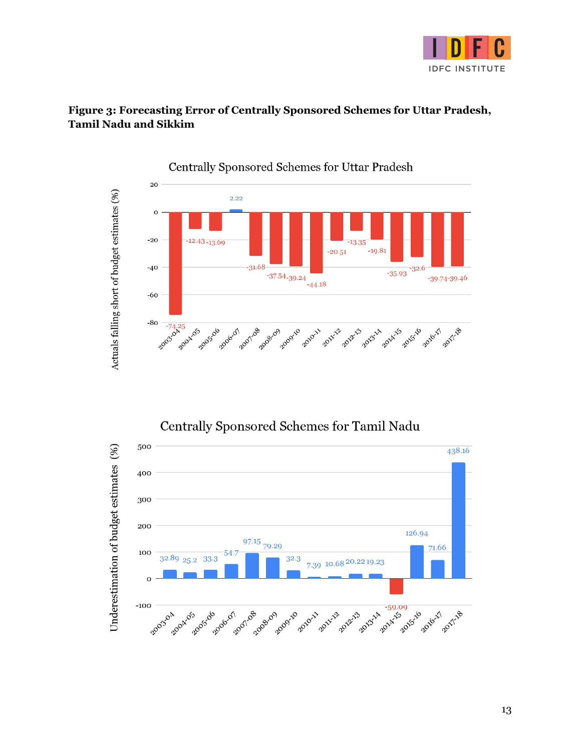**Figure 3: Forecasting Error of Centrally Sponsored Schemes for Uttar Pradesh, Tamil Nadu and Sikkim**

Centrally Sponsored Schemes for Uttar Pradesh

| Year | Actuals falling short of budget estimates (%) |
|---|---|
| 2003-04 | -74.25 |
| 2004-05 | -12.43 |
| 2005-06 | -13.69 |
| 2006-07 | 2.22 |
| 2007-08 | -31.68 |
| 2008-09 | -37.54 |
| 2009-10 | -39.24 |
| 2010-11 | -44.18 |
| 2011-12 | -20.51 |
| 2012-13 | -13.35 |
| 2013-14 | -19.81 |
| 2014-15 | -35.93 |
| 2015-16 | -32.6 |
| 2016-17 | -39.74 |
| 2017-18 | -39.46 |

Centrally Sponsored Schemes for Tamil Nadu

| Year | Underestimation of budget estimates (%) |
|---|---|
| 2003-04 | 32.89 |
| 2004-05 | 25.2 |
| 2005-06 | 33.3 |
| 2006-07 | 54.7 |
| 2007-08 | 97.15 |
| 2008-09 | 79.29 |
| 2009-10 | 32.3 |
| 2010-11 | 7.39 |
| 2011-12 | 10.68 |
| 2012-13 | 20.22 |
| 2013-14 | 19.23 |
| 2014-15 | -59.09 |
| 2015-16 | 126.94 |
| 2016-17 | 71.66 |
| 2017-18 | 438.16 |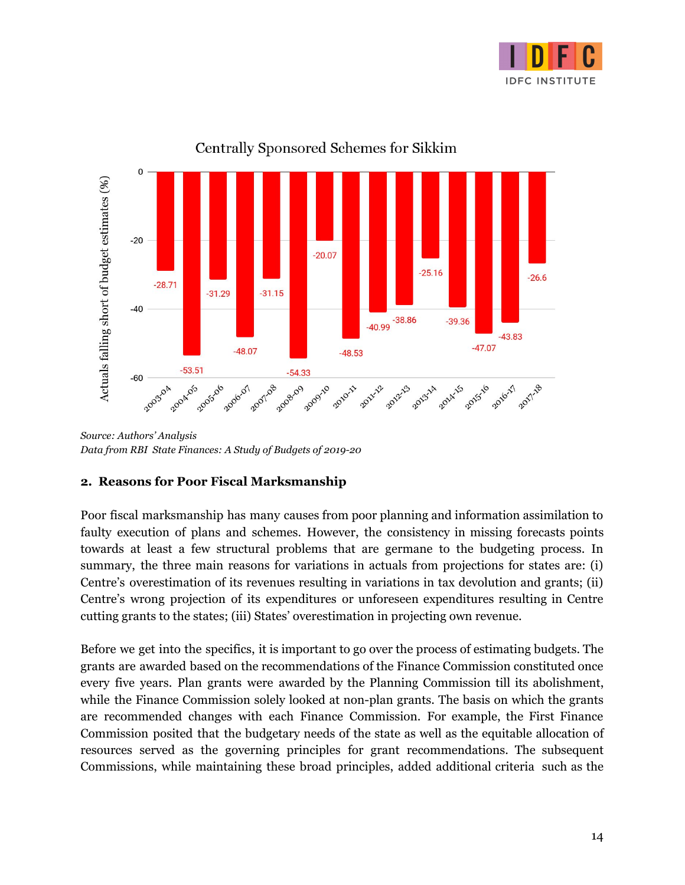**Centrally Sponsored Schemes for Sikkim**

| Year | Actuals falling short of budget estimates (%) |
|---|---|
| 2003-04 | -28.71 |
| 2004-05 | -53.51 |
| 2005-06 | -31.29 |
| 2006-07 | -48.07 |
| 2007-08 | -31.15 |
| 2008-09 | -54.33 |
| 2009-10 | -20.07 |
| 2010-11 | -48.53 |
| 2011-12 | -40.99 |
| 2012-13 | -38.86 |
| 2013-14 | -25.16 |
| 2014-15 | -39.36 |
| 2015-16 | -47.07 |
| 2016-17 | -43.83 |
| 2017-18 | -26.6 |

*Source: Authors' Analysis*
*Data from RBI State Finances: A Study of Budgets of 2019-20*

## 2. Reasons for Poor Fiscal Marksmanship

Poor fiscal marksmanship has many causes from poor planning and information assimilation to faulty execution of plans and schemes. However, the consistency in missing forecasts points towards at least a few structural problems that are germane to the budgeting process. In summary, the three main reasons for variations in actuals from projections for states are: (i) Centre's overestimation of its revenues resulting in variations in tax devolution and grants; (ii) Centre's wrong projection of its expenditures or unforeseen expenditures resulting in Centre cutting grants to the states; (iii) States' overestimation in projecting own revenue.

Before we get into the specifics, it is important to go over the process of estimating budgets. The grants are awarded based on the recommendations of the Finance Commission constituted once every five years. Plan grants were awarded by the Planning Commission till its abolishment, while the Finance Commission solely looked at non-plan grants. The basis on which the grants are recommended changes with each Finance Commission. For example, the First Finance Commission posited that the budgetary needs of the state as well as the equitable allocation of resources served as the governing principles for grant recommendations. The subsequent Commissions, while maintaining these broad principles, added additional criteria such as the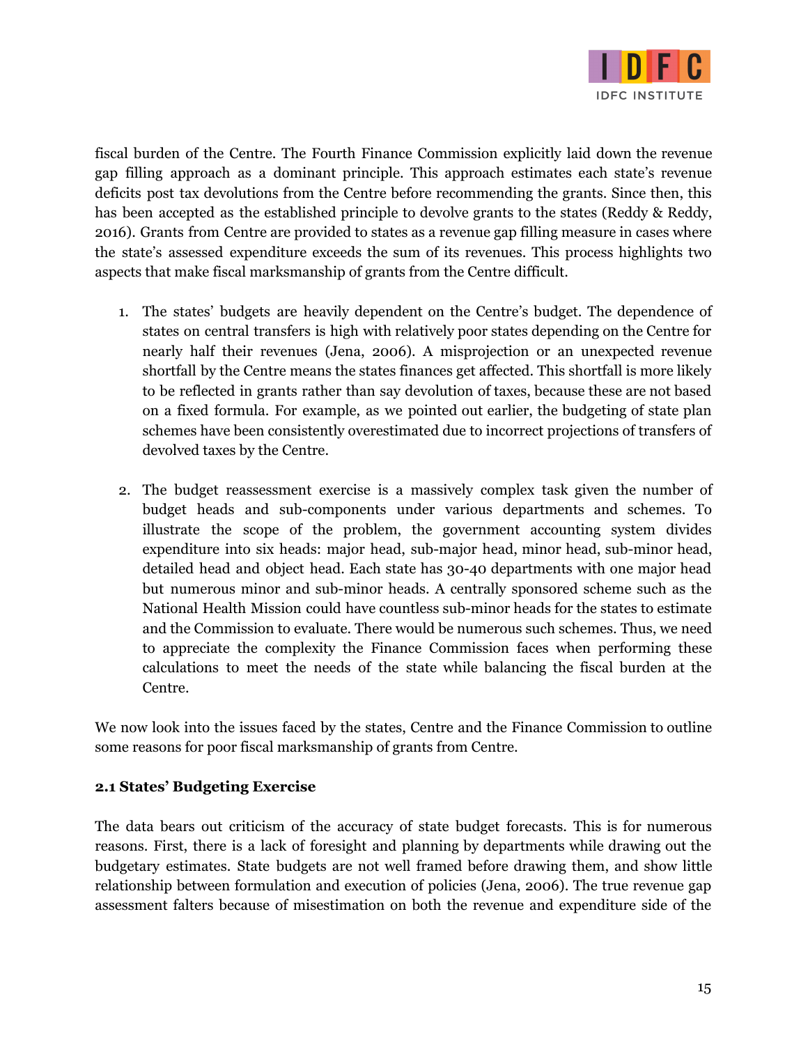fiscal burden of the Centre. The Fourth Finance Commission explicitly laid down the revenue gap filling approach as a dominant principle. This approach estimates each state's revenue deficits post tax devolutions from the Centre before recommending the grants. Since then, this has been accepted as the established principle to devolve grants to the states (Reddy & Reddy, 2016). Grants from Centre are provided to states as a revenue gap filling measure in cases where the state's assessed expenditure exceeds the sum of its revenues. This process highlights two aspects that make fiscal marksmanship of grants from the Centre difficult.

1. The states' budgets are heavily dependent on the Centre's budget. The dependence of states on central transfers is high with relatively poor states depending on the Centre for nearly half their revenues (Jena, 2006). A misprojection or an unexpected revenue shortfall by the Centre means the states finances get affected. This shortfall is more likely to be reflected in grants rather than say devolution of taxes, because these are not based on a fixed formula. For example, as we pointed out earlier, the budgeting of state plan schemes have been consistently overestimated due to incorrect projections of transfers of devolved taxes by the Centre.

2. The budget reassessment exercise is a massively complex task given the number of budget heads and sub-components under various departments and schemes. To illustrate the scope of the problem, the government accounting system divides expenditure into six heads: major head, sub-major head, minor head, sub-minor head, detailed head and object head. Each state has 30-40 departments with one major head but numerous minor and sub-minor heads. A centrally sponsored scheme such as the National Health Mission could have countless sub-minor heads for the states to estimate and the Commission to evaluate. There would be numerous such schemes. Thus, we need to appreciate the complexity the Finance Commission faces when performing these calculations to meet the needs of the state while balancing the fiscal burden at the Centre.

We now look into the issues faced by the states, Centre and the Finance Commission to outline some reasons for poor fiscal marksmanship of grants from Centre.

### 2.1 States' Budgeting Exercise

The data bears out criticism of the accuracy of state budget forecasts. This is for numerous reasons. First, there is a lack of foresight and planning by departments while drawing out the budgetary estimates. State budgets are not well framed before drawing them, and show little relationship between formulation and execution of policies (Jena, 2006). The true revenue gap assessment falters because of misestimation on both the revenue and expenditure side of the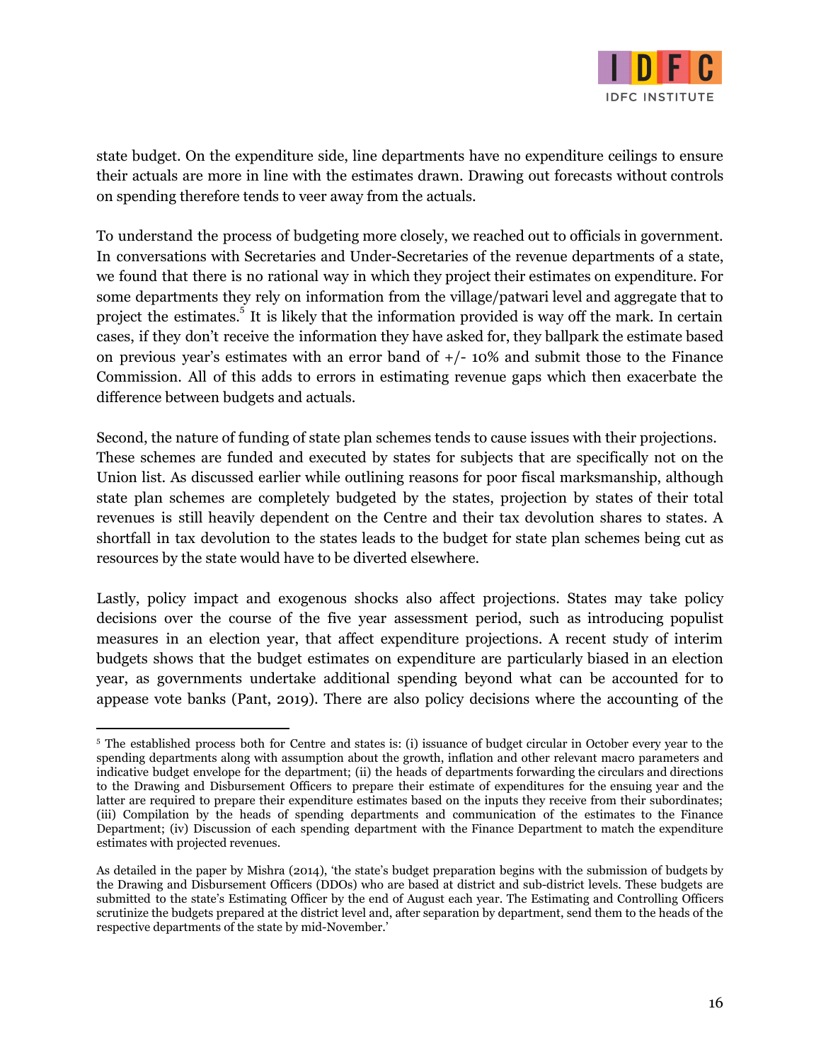state budget. On the expenditure side, line departments have no expenditure ceilings to ensure their actuals are more in line with the estimates drawn. Drawing out forecasts without controls on spending therefore tends to veer away from the actuals.

To understand the process of budgeting more closely, we reached out to officials in government. In conversations with Secretaries and Under-Secretaries of the revenue departments of a state, we found that there is no rational way in which they project their estimates on expenditure. For some departments they rely on information from the village/patwari level and aggregate that to project the estimates.[5] It is likely that the information provided is way off the mark. In certain cases, if they don't receive the information they have asked for, they ballpark the estimate based on previous year's estimates with an error band of +/- 10% and submit those to the Finance Commission. All of this adds to errors in estimating revenue gaps which then exacerbate the difference between budgets and actuals.

Second, the nature of funding of state plan schemes tends to cause issues with their projections. These schemes are funded and executed by states for subjects that are specifically not on the Union list. As discussed earlier while outlining reasons for poor fiscal marksmanship, although state plan schemes are completely budgeted by the states, projection by states of their total revenues is still heavily dependent on the Centre and their tax devolution shares to states. A shortfall in tax devolution to the states leads to the budget for state plan schemes being cut as resources by the state would have to be diverted elsewhere.

Lastly, policy impact and exogenous shocks also affect projections. States may take policy decisions over the course of the five year assessment period, such as introducing populist measures in an election year, that affect expenditure projections. A recent study of interim budgets shows that the budget estimates on expenditure are particularly biased in an election year, as governments undertake additional spending beyond what can be accounted for to appease vote banks (Pant, 2019). There are also policy decisions where the accounting of the

---

[5] The established process both for Centre and states is: (i) issuance of budget circular in October every year to the spending departments along with assumption about the growth, inflation and other relevant macro parameters and indicative budget envelope for the department; (ii) the heads of departments forwarding the circulars and directions to the Drawing and Disbursement Officers to prepare their estimate of expenditures for the ensuing year and the latter are required to prepare their expenditure estimates based on the inputs they receive from their subordinates; (iii) Compilation by the heads of spending departments and communication of the estimates to the Finance Department; (iv) Discussion of each spending department with the Finance Department to match the expenditure estimates with projected revenues.

As detailed in the paper by Mishra (2014), 'the state's budget preparation begins with the submission of budgets by the Drawing and Disbursement Officers (DDOs) who are based at district and sub-district levels. These budgets are submitted to the state's Estimating Officer by the end of August each year. The Estimating and Controlling Officers scrutinize the budgets prepared at the district level and, after separation by department, send them to the heads of the respective departments of the state by mid-November.'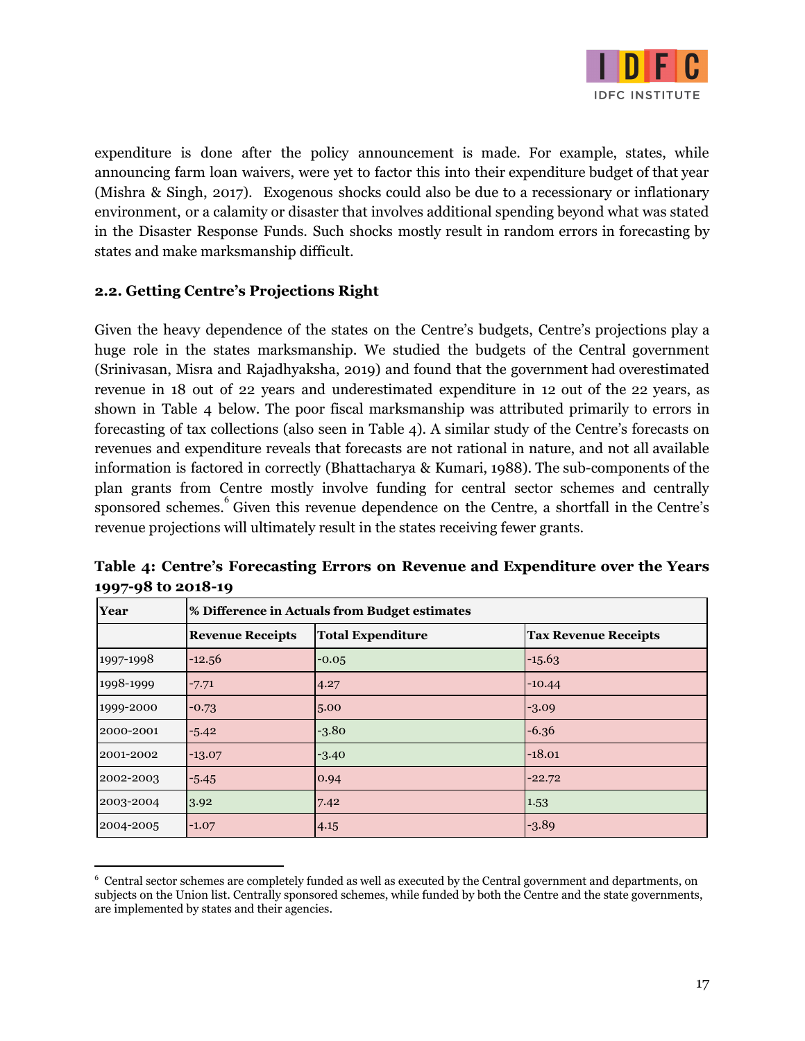expenditure is done after the policy announcement is made. For example, states, while announcing farm loan waivers, were yet to factor this into their expenditure budget of that year (Mishra & Singh, 2017). Exogenous shocks could also be due to a recessionary or inflationary environment, or a calamity or disaster that involves additional spending beyond what was stated in the Disaster Response Funds. Such shocks mostly result in random errors in forecasting by states and make marksmanship difficult.

### 2.2. Getting Centre's Projections Right

Given the heavy dependence of the states on the Centre's budgets, Centre's projections play a huge role in the states marksmanship. We studied the budgets of the Central government (Srinivasan, Misra and Rajadhyaksha, 2019) and found that the government had overestimated revenue in 18 out of 22 years and underestimated expenditure in 12 out of the 22 years, as shown in Table 4 below. The poor fiscal marksmanship was attributed primarily to errors in forecasting of tax collections (also seen in Table 4). A similar study of the Centre's forecasts on revenues and expenditure reveals that forecasts are not rational in nature, and not all available information is factored in correctly (Bhattacharya & Kumari, 1988). The sub-components of the plan grants from Centre mostly involve funding for central sector schemes and centrally sponsored schemes.[6] Given this revenue dependence on the Centre, a shortfall in the Centre's revenue projections will ultimately result in the states receiving fewer grants.

**Table 4: Centre's Forecasting Errors on Revenue and Expenditure over the Years 1997-98 to 2018-19**

| Year | % Difference in Actuals from Budget estimates | | |
|---|---|---|---|
| | **Revenue Receipts** | **Total Expenditure** | **Tax Revenue Receipts** |
| 1997-1998 | -12.56 | -0.05 | -15.63 |
| 1998-1999 | -7.71 | 4.27 | -10.44 |
| 1999-2000 | -0.73 | 5.00 | -3.09 |
| 2000-2001 | -5.42 | -3.80 | -6.36 |
| 2001-2002 | -13.07 | -3.40 | -18.01 |
| 2002-2003 | -5.45 | 0.94 | -22.72 |
| 2003-2004 | 3.92 | 7.42 | 1.53 |
| 2004-2005 | -1.07 | 4.15 | -3.89 |

[6] Central sector schemes are completely funded as well as executed by the Central government and departments, on subjects on the Union list. Centrally sponsored schemes, while funded by both the Centre and the state governments, are implemented by states and their agencies.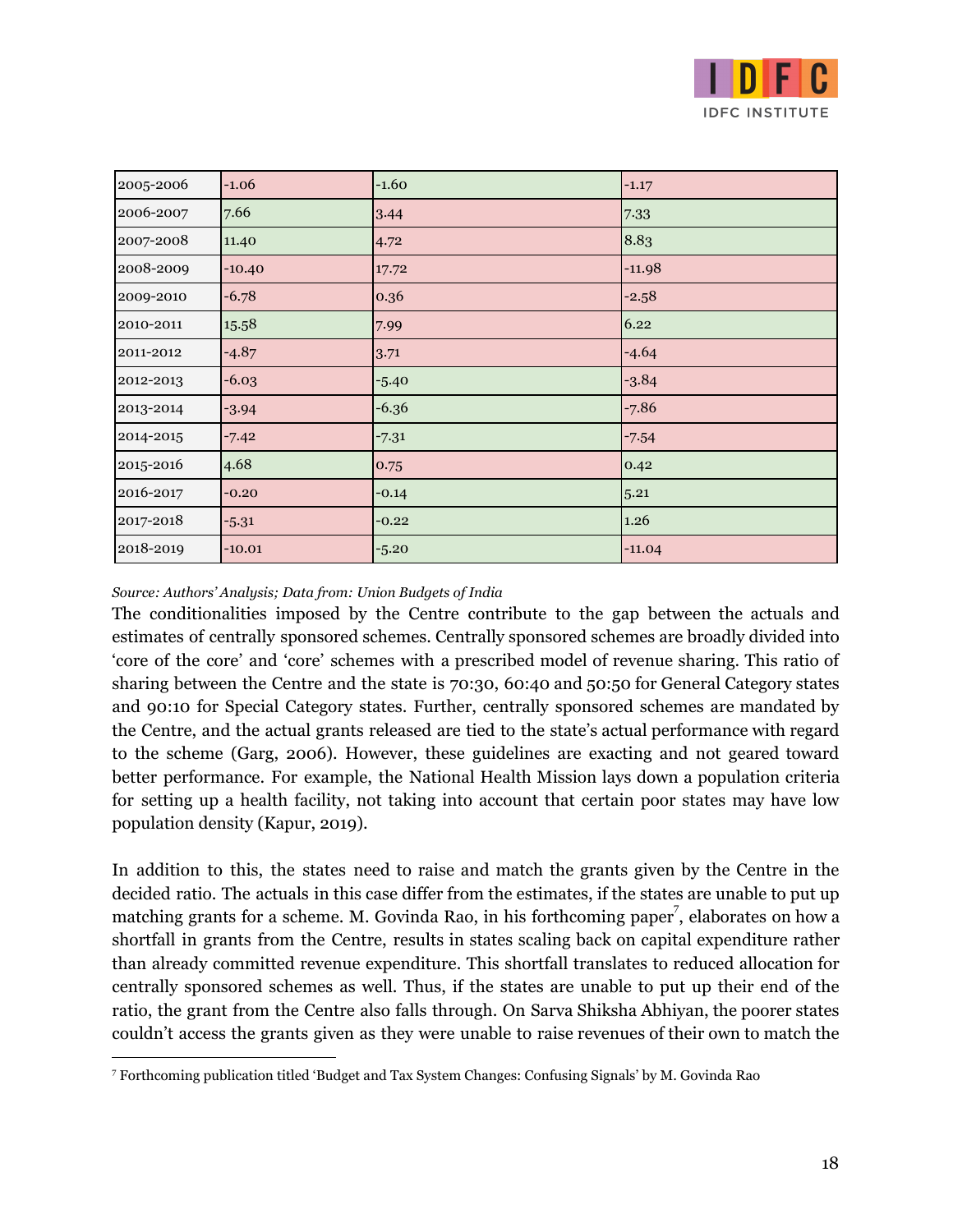| | | | |
|---|---|---|---|
| 2005-2006 | -1.06 | -1.60 | -1.17 |
| 2006-2007 | 7.66 | 3.44 | 7.33 |
| 2007-2008 | 11.40 | 4.72 | 8.83 |
| 2008-2009 | -10.40 | 17.72 | -11.98 |
| 2009-2010 | -6.78 | 0.36 | -2.58 |
| 2010-2011 | 15.58 | 7.99 | 6.22 |
| 2011-2012 | -4.87 | 3.71 | -4.64 |
| 2012-2013 | -6.03 | -5.40 | -3.84 |
| 2013-2014 | -3.94 | -6.36 | -7.86 |
| 2014-2015 | -7.42 | -7.31 | -7.54 |
| 2015-2016 | 4.68 | 0.75 | 0.42 |
| 2016-2017 | -0.20 | -0.14 | 5.21 |
| 2017-2018 | -5.31 | -0.22 | 1.26 |
| 2018-2019 | -10.01 | -5.20 | -11.04 |

*Source: Authors' Analysis; Data from: Union Budgets of India*

The conditionalities imposed by the Centre contribute to the gap between the actuals and estimates of centrally sponsored schemes. Centrally sponsored schemes are broadly divided into 'core of the core' and 'core' schemes with a prescribed model of revenue sharing. This ratio of sharing between the Centre and the state is 70:30, 60:40 and 50:50 for General Category states and 90:10 for Special Category states. Further, centrally sponsored schemes are mandated by the Centre, and the actual grants released are tied to the state's actual performance with regard to the scheme (Garg, 2006). However, these guidelines are exacting and not geared toward better performance. For example, the National Health Mission lays down a population criteria for setting up a health facility, not taking into account that certain poor states may have low population density (Kapur, 2019).

In addition to this, the states need to raise and match the grants given by the Centre in the decided ratio. The actuals in this case differ from the estimates, if the states are unable to put up matching grants for a scheme. M. Govinda Rao, in his forthcoming paper[7], elaborates on how a shortfall in grants from the Centre, results in states scaling back on capital expenditure rather than already committed revenue expenditure. This shortfall translates to reduced allocation for centrally sponsored schemes as well. Thus, if the states are unable to put up their end of the ratio, the grant from the Centre also falls through. On Sarva Shiksha Abhiyan, the poorer states couldn't access the grants given as they were unable to raise revenues of their own to match the

[7] Forthcoming publication titled 'Budget and Tax System Changes: Confusing Signals' by M. Govinda Rao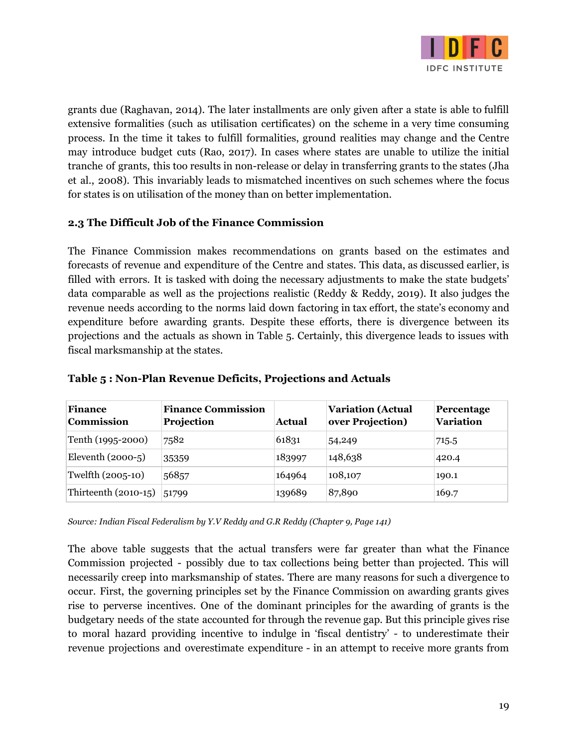grants due (Raghavan, 2014). The later installments are only given after a state is able to fulfill extensive formalities (such as utilisation certificates) on the scheme in a very time consuming process. In the time it takes to fulfill formalities, ground realities may change and the Centre may introduce budget cuts (Rao, 2017). In cases where states are unable to utilize the initial tranche of grants, this too results in non-release or delay in transferring grants to the states (Jha et al., 2008). This invariably leads to mismatched incentives on such schemes where the focus for states is on utilisation of the money than on better implementation.

### 2.3 The Difficult Job of the Finance Commission

The Finance Commission makes recommendations on grants based on the estimates and forecasts of revenue and expenditure of the Centre and states. This data, as discussed earlier, is filled with errors. It is tasked with doing the necessary adjustments to make the state budgets' data comparable as well as the projections realistic (Reddy & Reddy, 2019). It also judges the revenue needs according to the norms laid down factoring in tax effort, the state's economy and expenditure before awarding grants. Despite these efforts, there is divergence between its projections and the actuals as shown in Table 5. Certainly, this divergence leads to issues with fiscal marksmanship at the states.

**Table 5 : Non-Plan Revenue Deficits, Projections and Actuals**

| Finance Commission | Finance Commission Projection | Actual | Variation (Actual over Projection) | Percentage Variation |
|---|---|---|---|---|
| Tenth (1995-2000) | 7582 | 61831 | 54,249 | 715.5 |
| Eleventh (2000-5) | 35359 | 183997 | 148,638 | 420.4 |
| Twelfth (2005-10) | 56857 | 164964 | 108,107 | 190.1 |
| Thirteenth (2010-15) | 51799 | 139689 | 87,890 | 169.7 |

*Source: Indian Fiscal Federalism by Y.V Reddy and G.R Reddy (Chapter 9, Page 141)*

The above table suggests that the actual transfers were far greater than what the Finance Commission projected - possibly due to tax collections being better than projected. This will necessarily creep into marksmanship of states. There are many reasons for such a divergence to occur. First, the governing principles set by the Finance Commission on awarding grants gives rise to perverse incentives. One of the dominant principles for the awarding of grants is the budgetary needs of the state accounted for through the revenue gap. But this principle gives rise to moral hazard providing incentive to indulge in 'fiscal dentistry' - to underestimate their revenue projections and overestimate expenditure - in an attempt to receive more grants from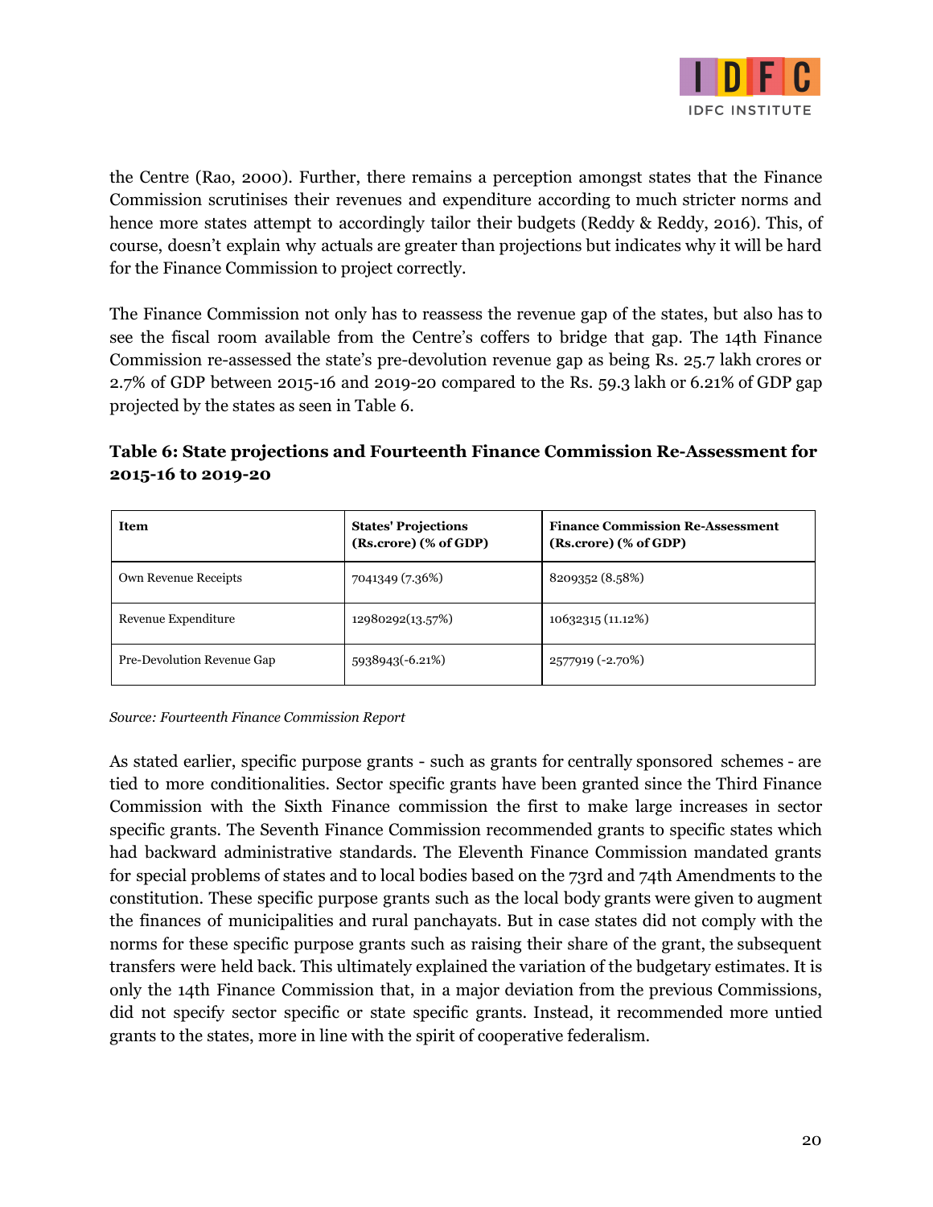the Centre (Rao, 2000). Further, there remains a perception amongst states that the Finance Commission scrutinises their revenues and expenditure according to much stricter norms and hence more states attempt to accordingly tailor their budgets (Reddy & Reddy, 2016). This, of course, doesn't explain why actuals are greater than projections but indicates why it will be hard for the Finance Commission to project correctly.

The Finance Commission not only has to reassess the revenue gap of the states, but also has to see the fiscal room available from the Centre's coffers to bridge that gap. The 14th Finance Commission re-assessed the state's pre-devolution revenue gap as being Rs. 25.7 lakh crores or 2.7% of GDP between 2015-16 and 2019-20 compared to the Rs. 59.3 lakh or 6.21% of GDP gap projected by the states as seen in Table 6.

**Table 6: State projections and Fourteenth Finance Commission Re-Assessment for 2015-16 to 2019-20**

| Item | States' Projections (Rs.crore) (% of GDP) | Finance Commission Re-Assessment (Rs.crore) (% of GDP) |
|---|---|---|
| Own Revenue Receipts | 7041349 (7.36%) | 8209352 (8.58%) |
| Revenue Expenditure | 12980292(13.57%) | 10632315 (11.12%) |
| Pre-Devolution Revenue Gap | 5938943(-6.21%) | 2577919 (-2.70%) |

*Source: Fourteenth Finance Commission Report*

As stated earlier, specific purpose grants - such as grants for centrally sponsored schemes - are tied to more conditionalities. Sector specific grants have been granted since the Third Finance Commission with the Sixth Finance commission the first to make large increases in sector specific grants. The Seventh Finance Commission recommended grants to specific states which had backward administrative standards. The Eleventh Finance Commission mandated grants for special problems of states and to local bodies based on the 73rd and 74th Amendments to the constitution. These specific purpose grants such as the local body grants were given to augment the finances of municipalities and rural panchayats. But in case states did not comply with the norms for these specific purpose grants such as raising their share of the grant, the subsequent transfers were held back. This ultimately explained the variation of the budgetary estimates. It is only the 14th Finance Commission that, in a major deviation from the previous Commissions, did not specify sector specific or state specific grants. Instead, it recommended more untied grants to the states, more in line with the spirit of cooperative federalism.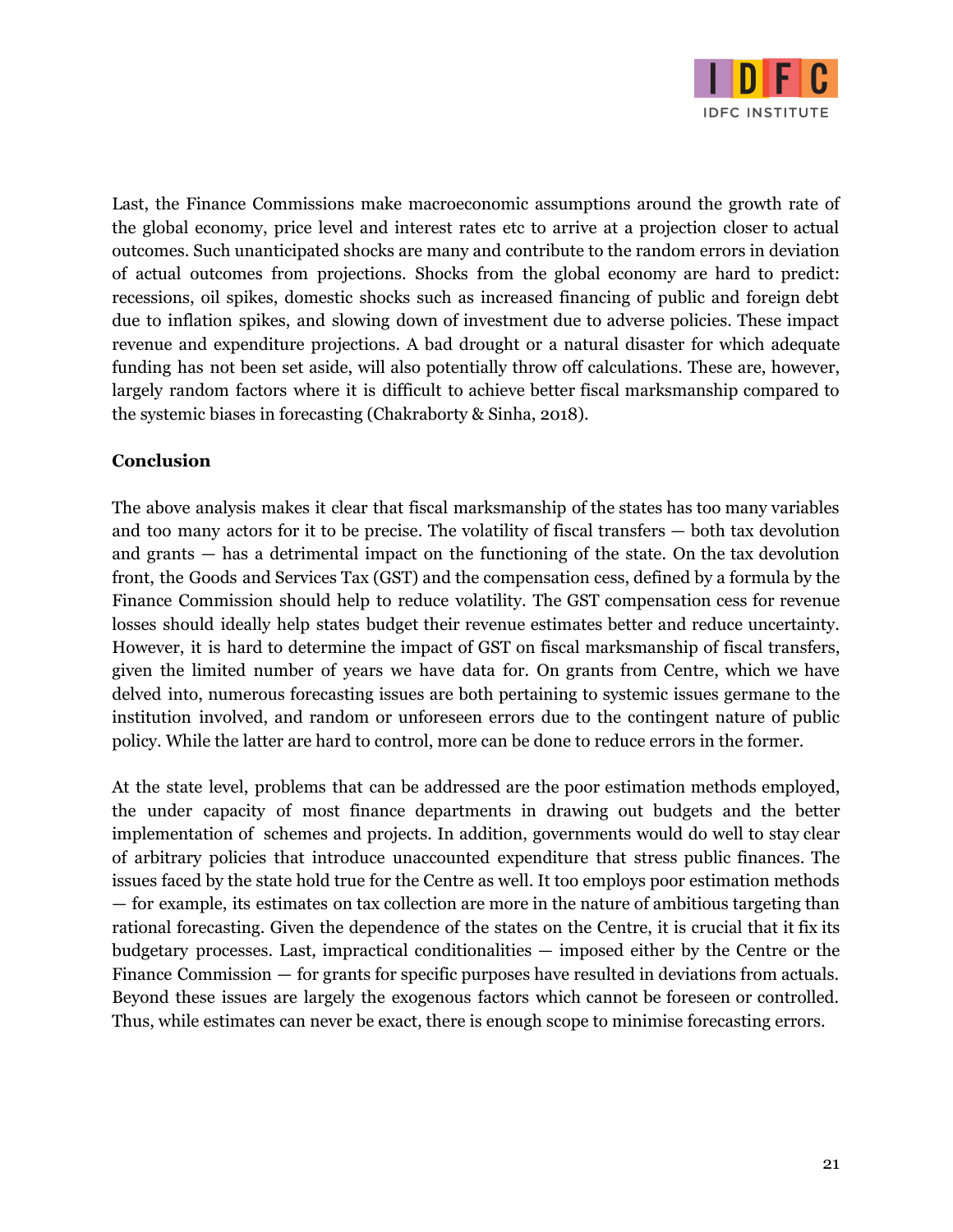Last, the Finance Commissions make macroeconomic assumptions around the growth rate of the global economy, price level and interest rates etc to arrive at a projection closer to actual outcomes. Such unanticipated shocks are many and contribute to the random errors in deviation of actual outcomes from projections. Shocks from the global economy are hard to predict: recessions, oil spikes, domestic shocks such as increased financing of public and foreign debt due to inflation spikes, and slowing down of investment due to adverse policies. These impact revenue and expenditure projections. A bad drought or a natural disaster for which adequate funding has not been set aside, will also potentially throw off calculations. These are, however, largely random factors where it is difficult to achieve better fiscal marksmanship compared to the systemic biases in forecasting (Chakraborty & Sinha, 2018).

**Conclusion**

The above analysis makes it clear that fiscal marksmanship of the states has too many variables and too many actors for it to be precise. The volatility of fiscal transfers — both tax devolution and grants — has a detrimental impact on the functioning of the state. On the tax devolution front, the Goods and Services Tax (GST) and the compensation cess, defined by a formula by the Finance Commission should help to reduce volatility. The GST compensation cess for revenue losses should ideally help states budget their revenue estimates better and reduce uncertainty. However, it is hard to determine the impact of GST on fiscal marksmanship of fiscal transfers, given the limited number of years we have data for. On grants from Centre, which we have delved into, numerous forecasting issues are both pertaining to systemic issues germane to the institution involved, and random or unforeseen errors due to the contingent nature of public policy. While the latter are hard to control, more can be done to reduce errors in the former.

At the state level, problems that can be addressed are the poor estimation methods employed, the under capacity of most finance departments in drawing out budgets and the better implementation of schemes and projects. In addition, governments would do well to stay clear of arbitrary policies that introduce unaccounted expenditure that stress public finances. The issues faced by the state hold true for the Centre as well. It too employs poor estimation methods — for example, its estimates on tax collection are more in the nature of ambitious targeting than rational forecasting. Given the dependence of the states on the Centre, it is crucial that it fix its budgetary processes. Last, impractical conditionalities — imposed either by the Centre or the Finance Commission — for grants for specific purposes have resulted in deviations from actuals. Beyond these issues are largely the exogenous factors which cannot be foreseen or controlled. Thus, while estimates can never be exact, there is enough scope to minimise forecasting errors.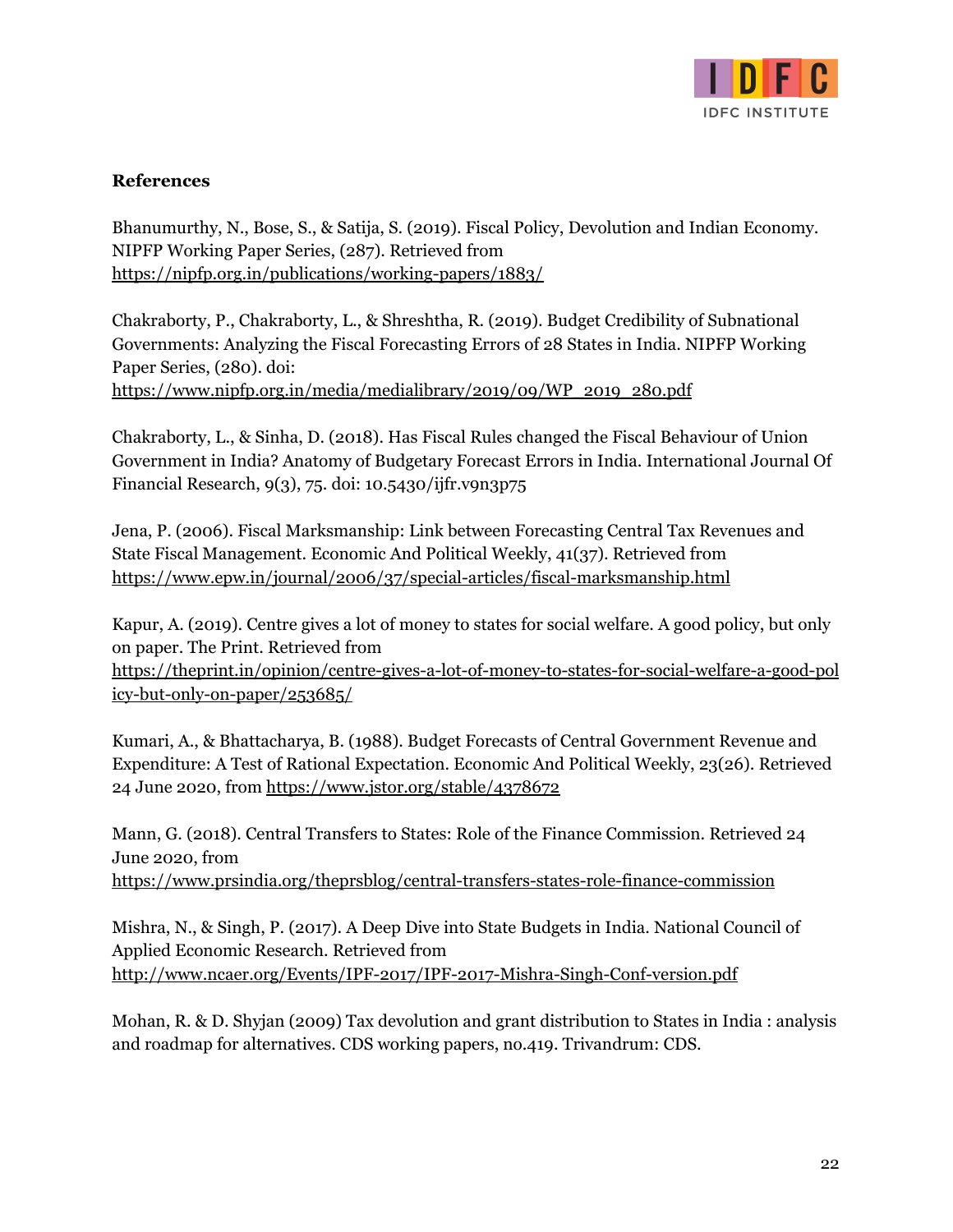**References**

Bhanumurthy, N., Bose, S., & Satija, S. (2019). Fiscal Policy, Devolution and Indian Economy. NIPFP Working Paper Series, (287). Retrieved from https://nipfp.org.in/publications/working-papers/1883/

Chakraborty, P., Chakraborty, L., & Shreshtha, R. (2019). Budget Credibility of Subnational Governments: Analyzing the Fiscal Forecasting Errors of 28 States in India. NIPFP Working Paper Series, (280). doi: https://www.nipfp.org.in/media/medialibrary/2019/09/WP_2019_280.pdf

Chakraborty, L., & Sinha, D. (2018). Has Fiscal Rules changed the Fiscal Behaviour of Union Government in India? Anatomy of Budgetary Forecast Errors in India. International Journal Of Financial Research, 9(3), 75. doi: 10.5430/ijfr.v9n3p75

Jena, P. (2006). Fiscal Marksmanship: Link between Forecasting Central Tax Revenues and State Fiscal Management. Economic And Political Weekly, 41(37). Retrieved from https://www.epw.in/journal/2006/37/special-articles/fiscal-marksmanship.html

Kapur, A. (2019). Centre gives a lot of money to states for social welfare. A good policy, but only on paper. The Print. Retrieved from https://theprint.in/opinion/centre-gives-a-lot-of-money-to-states-for-social-welfare-a-good-policy-but-only-on-paper/253685/

Kumari, A., & Bhattacharya, B. (1988). Budget Forecasts of Central Government Revenue and Expenditure: A Test of Rational Expectation. Economic And Political Weekly, 23(26). Retrieved 24 June 2020, from https://www.jstor.org/stable/4378672

Mann, G. (2018). Central Transfers to States: Role of the Finance Commission. Retrieved 24 June 2020, from https://www.prsindia.org/theprsblog/central-transfers-states-role-finance-commission

Mishra, N., & Singh, P. (2017). A Deep Dive into State Budgets in India. National Council of Applied Economic Research. Retrieved from http://www.ncaer.org/Events/IPF-2017/IPF-2017-Mishra-Singh-Conf-version.pdf

Mohan, R. & D. Shyjan (2009) Tax devolution and grant distribution to States in India : analysis and roadmap for alternatives. CDS working papers, no.419. Trivandrum: CDS.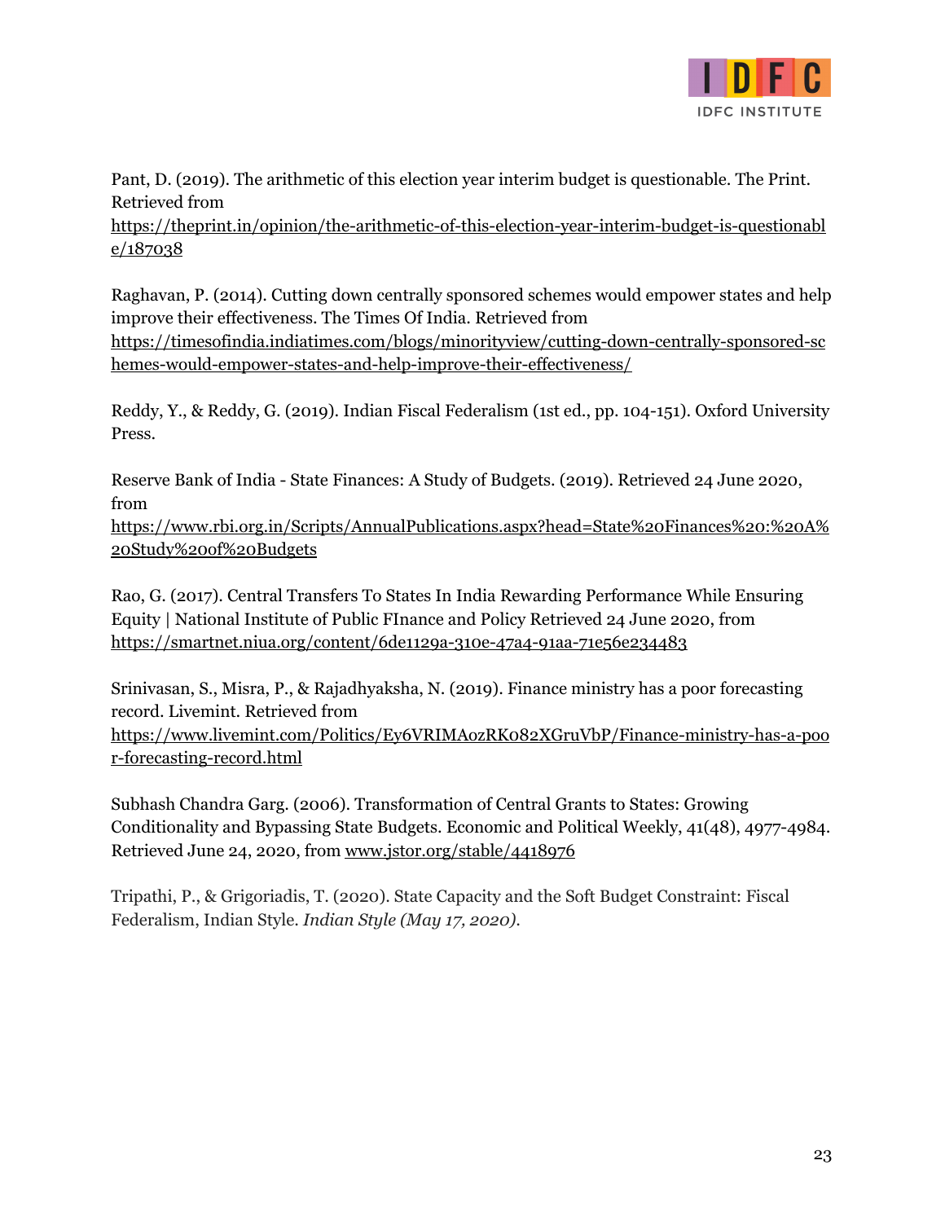Pant, D. (2019). The arithmetic of this election year interim budget is questionable. The Print. Retrieved from https://theprint.in/opinion/the-arithmetic-of-this-election-year-interim-budget-is-questionable/187038

Raghavan, P. (2014). Cutting down centrally sponsored schemes would empower states and help improve their effectiveness. The Times Of India. Retrieved from https://timesofindia.indiatimes.com/blogs/minorityview/cutting-down-centrally-sponsored-schemes-would-empower-states-and-help-improve-their-effectiveness/

Reddy, Y., & Reddy, G. (2019). Indian Fiscal Federalism (1st ed., pp. 104-151). Oxford University Press.

Reserve Bank of India - State Finances: A Study of Budgets. (2019). Retrieved 24 June 2020, from https://www.rbi.org.in/Scripts/AnnualPublications.aspx?head=State%20Finances%20:%20A%20Study%20of%20Budgets

Rao, G. (2017). Central Transfers To States In India Rewarding Performance While Ensuring Equity | National Institute of Public FInance and Policy Retrieved 24 June 2020, from https://smartnet.niua.org/content/6de1129a-310e-47a4-91aa-71e56e234483

Srinivasan, S., Misra, P., & Rajadhyaksha, N. (2019). Finance ministry has a poor forecasting record. Livemint. Retrieved from https://www.livemint.com/Politics/Ey6VRIMAozRK082XGruVbP/Finance-ministry-has-a-poor-forecasting-record.html

Subhash Chandra Garg. (2006). Transformation of Central Grants to States: Growing Conditionality and Bypassing State Budgets. Economic and Political Weekly, 41(48), 4977-4984. Retrieved June 24, 2020, from www.jstor.org/stable/4418976

Tripathi, P., & Grigoriadis, T. (2020). State Capacity and the Soft Budget Constraint: Fiscal Federalism, Indian Style. *Indian Style (May 17, 2020)*.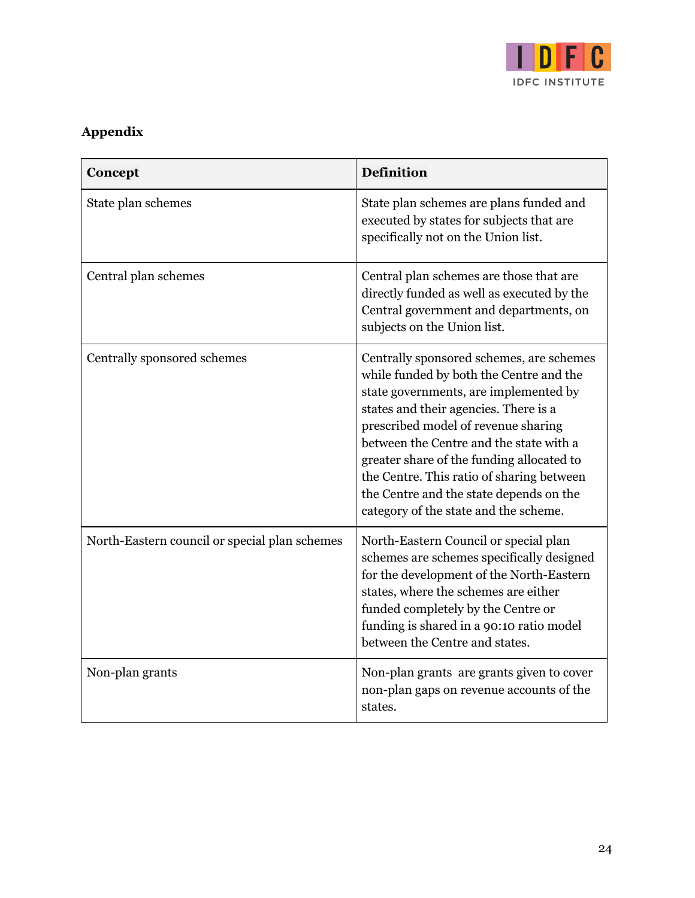## Appendix

| Concept | Definition |
|---|---|
| State plan schemes | State plan schemes are plans funded and executed by states for subjects that are specifically not on the Union list. |
| Central plan schemes | Central plan schemes are those that are directly funded as well as executed by the Central government and departments, on subjects on the Union list. |
| Centrally sponsored schemes | Centrally sponsored schemes, are schemes while funded by both the Centre and the state governments, are implemented by states and their agencies. There is a prescribed model of revenue sharing between the Centre and the state with a greater share of the funding allocated to the Centre. This ratio of sharing between the Centre and the state depends on the category of the state and the scheme. |
| North-Eastern council or special plan schemes | North-Eastern Council or special plan schemes are schemes specifically designed for the development of the North-Eastern states, where the schemes are either funded completely by the Centre or funding is shared in a 90:10 ratio model between the Centre and states. |
| Non-plan grants | Non-plan grants are grants given to cover non-plan gaps on revenue accounts of the states. |